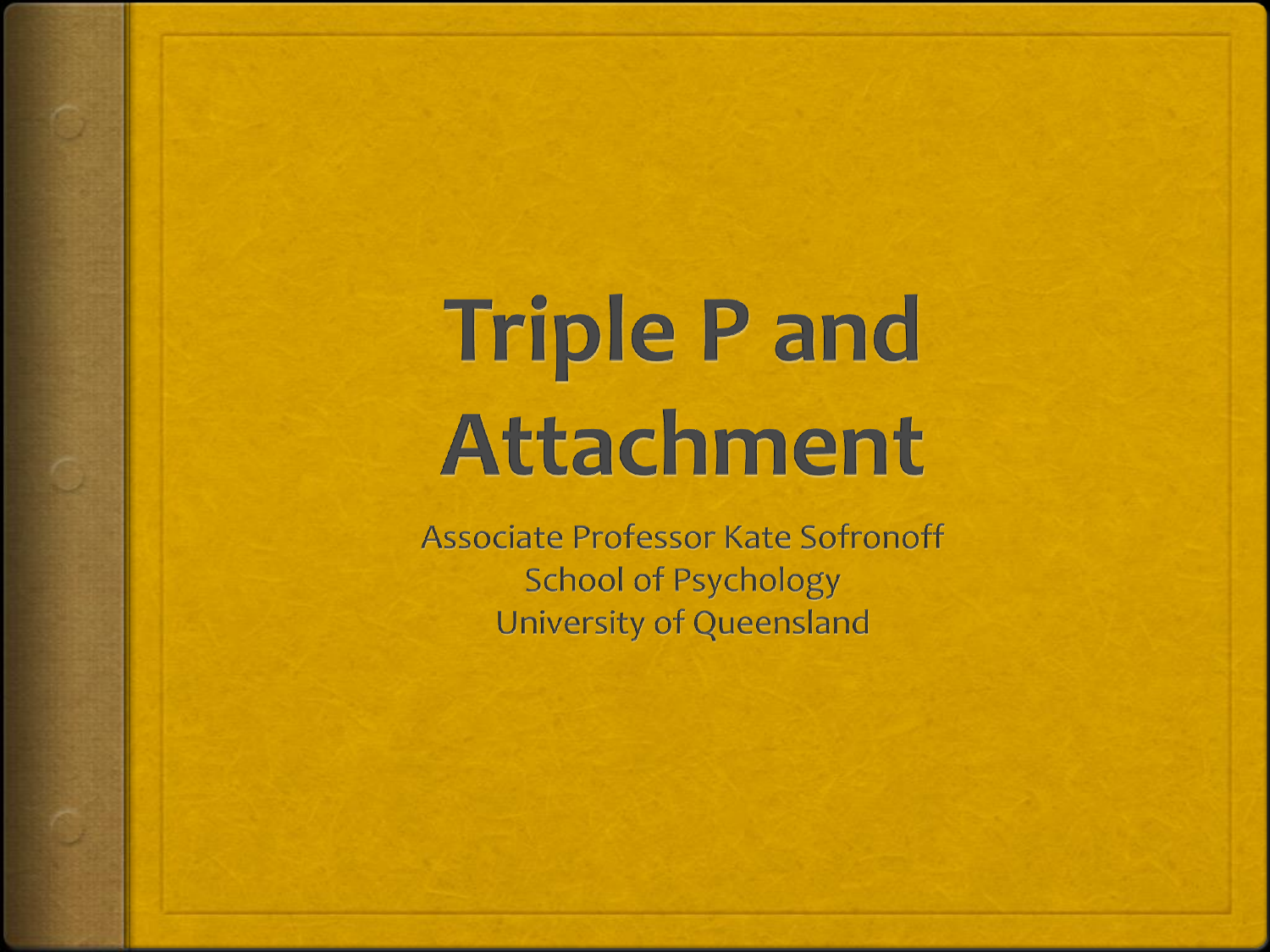# Triple P and Attachment

Associate Professor Kate Sofronoff
School of Psychology
University of Queensland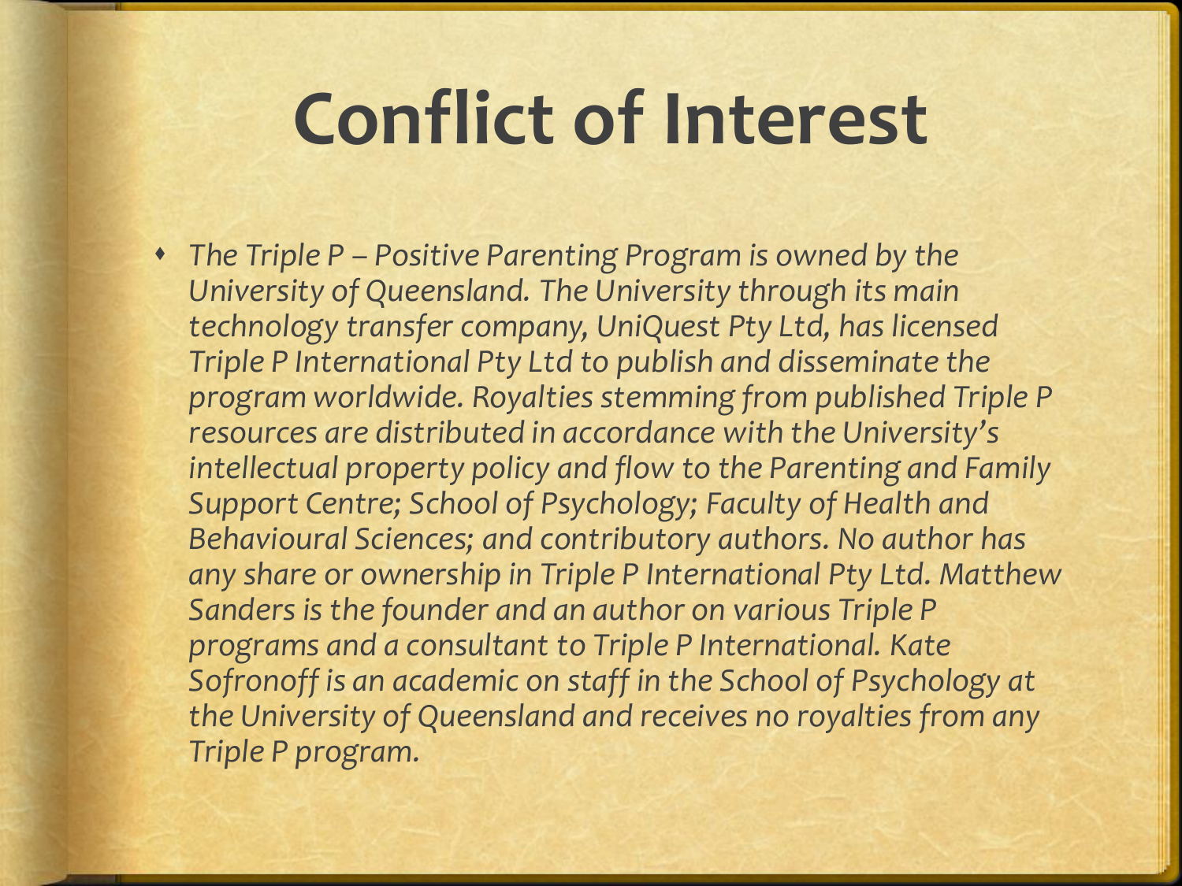# Conflict of Interest

- *The Triple P – Positive Parenting Program is owned by the University of Queensland. The University through its main technology transfer company, UniQuest Pty Ltd, has licensed Triple P International Pty Ltd to publish and disseminate the program worldwide. Royalties stemming from published Triple P resources are distributed in accordance with the University's intellectual property policy and flow to the Parenting and Family Support Centre; School of Psychology; Faculty of Health and Behavioural Sciences; and contributory authors. No author has any share or ownership in Triple P International Pty Ltd. Matthew Sanders is the founder and an author on various Triple P programs and a consultant to Triple P International. Kate Sofronoff is an academic on staff in the School of Psychology at the University of Queensland and receives no royalties from any Triple P program.*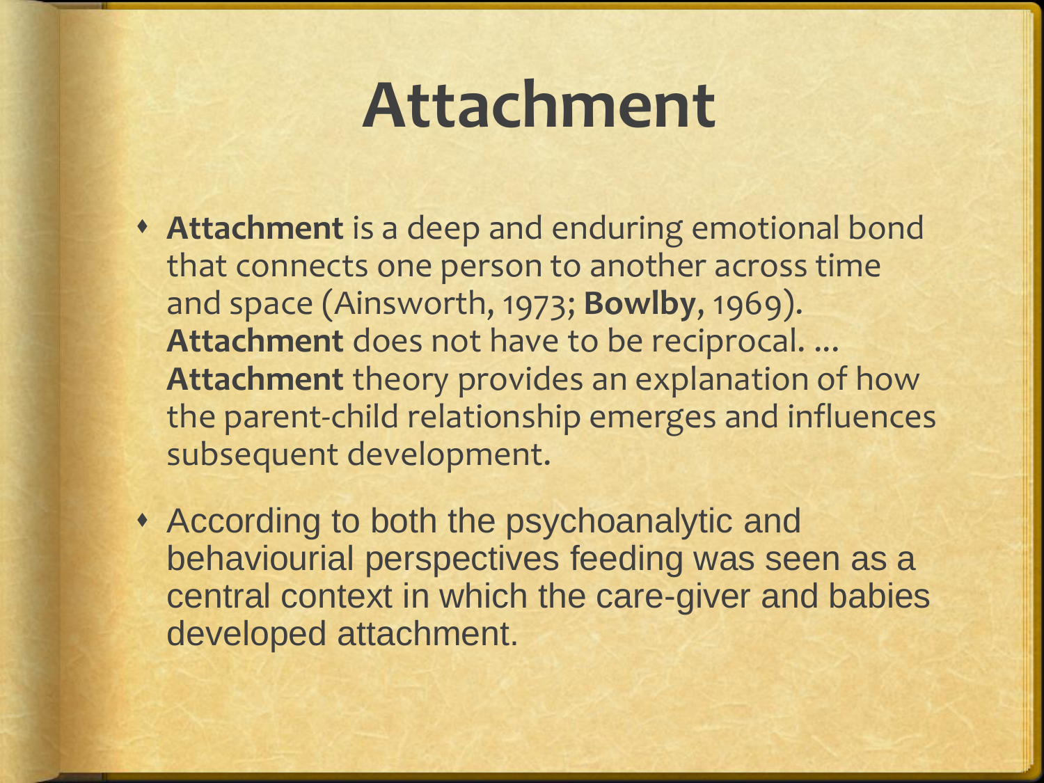# Attachment

- **Attachment** is a deep and enduring emotional bond that connects one person to another across time and space (Ainsworth, 1973; **Bowlby**, 1969). **Attachment** does not have to be reciprocal. ... **Attachment** theory provides an explanation of how the parent-child relationship emerges and influences subsequent development.
- According to both the psychoanalytic and behaviourial perspectives feeding was seen as a central context in which the care-giver and babies developed attachment.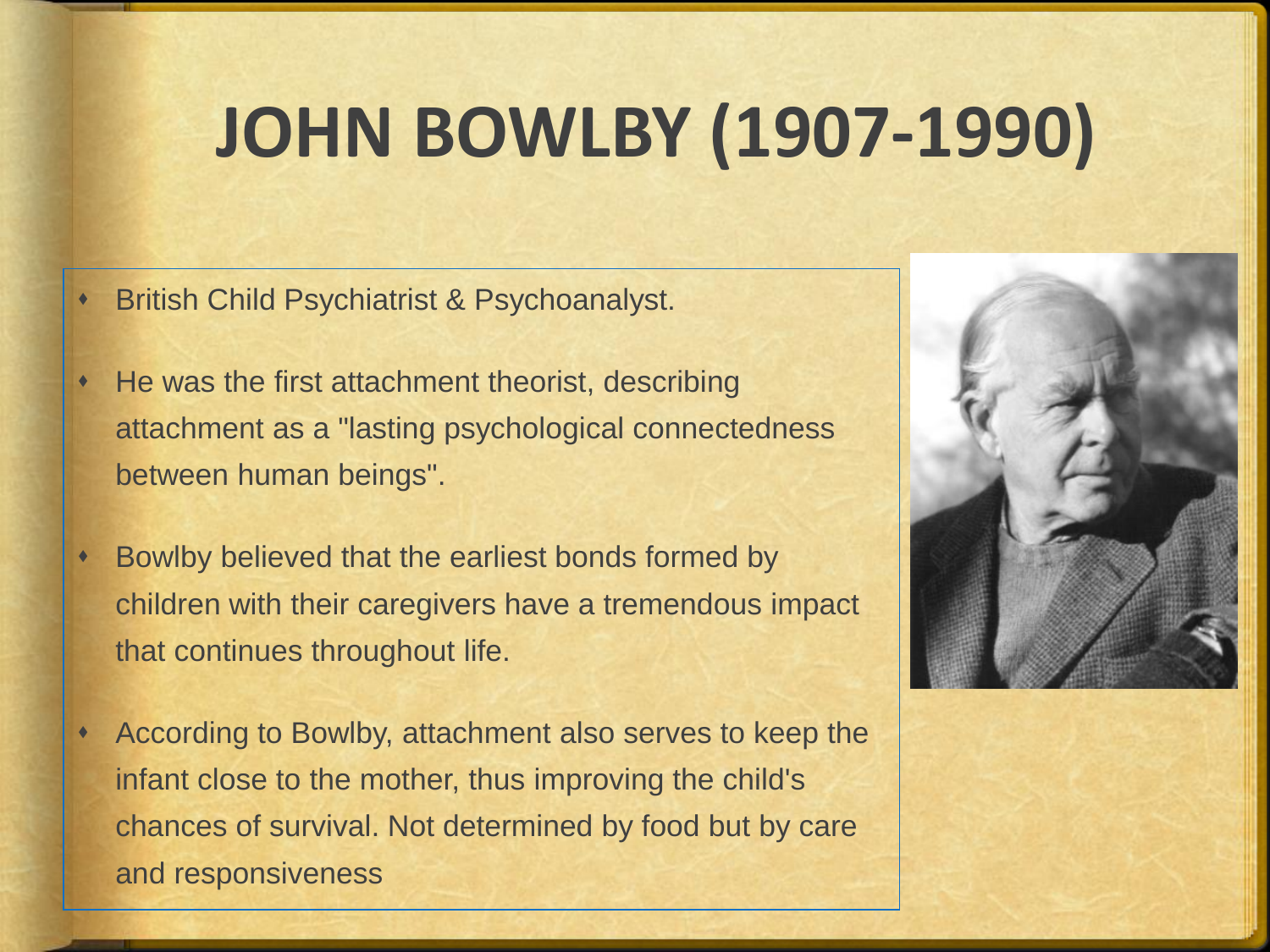# JOHN BOWLBY (1907-1990)

- British Child Psychiatrist & Psychoanalyst.
- He was the first attachment theorist, describing attachment as a "lasting psychological connectedness between human beings".
- Bowlby believed that the earliest bonds formed by children with their caregivers have a tremendous impact that continues throughout life.
- According to Bowlby, attachment also serves to keep the infant close to the mother, thus improving the child's chances of survival. Not determined by food but by care and responsiveness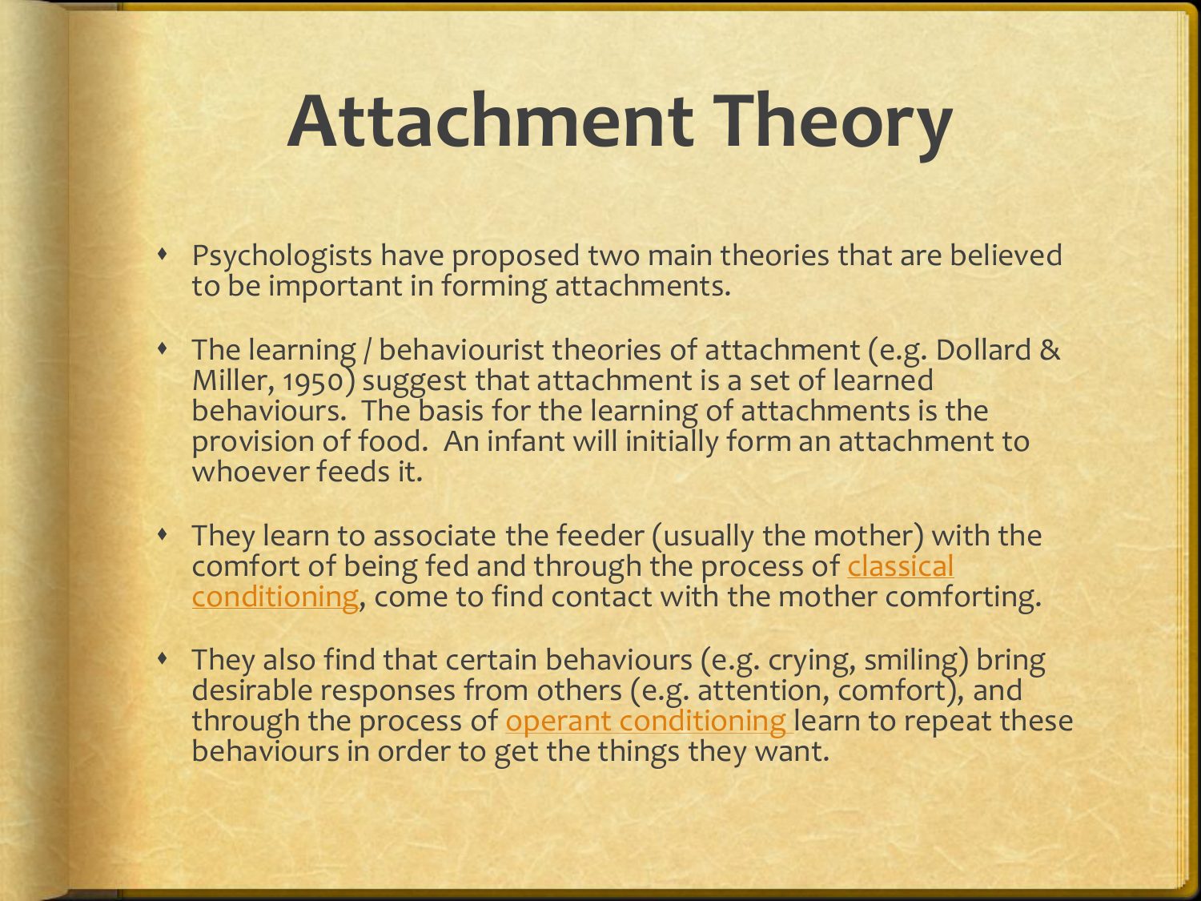# Attachment Theory

- Psychologists have proposed two main theories that are believed to be important in forming attachments.
- The learning / behaviourist theories of attachment (e.g. Dollard & Miller, 1950) suggest that attachment is a set of learned behaviours. The basis for the learning of attachments is the provision of food. An infant will initially form an attachment to whoever feeds it.
- They learn to associate the feeder (usually the mother) with the comfort of being fed and through the process of classical conditioning, come to find contact with the mother comforting.
- They also find that certain behaviours (e.g. crying, smiling) bring desirable responses from others (e.g. attention, comfort), and through the process of operant conditioning learn to repeat these behaviours in order to get the things they want.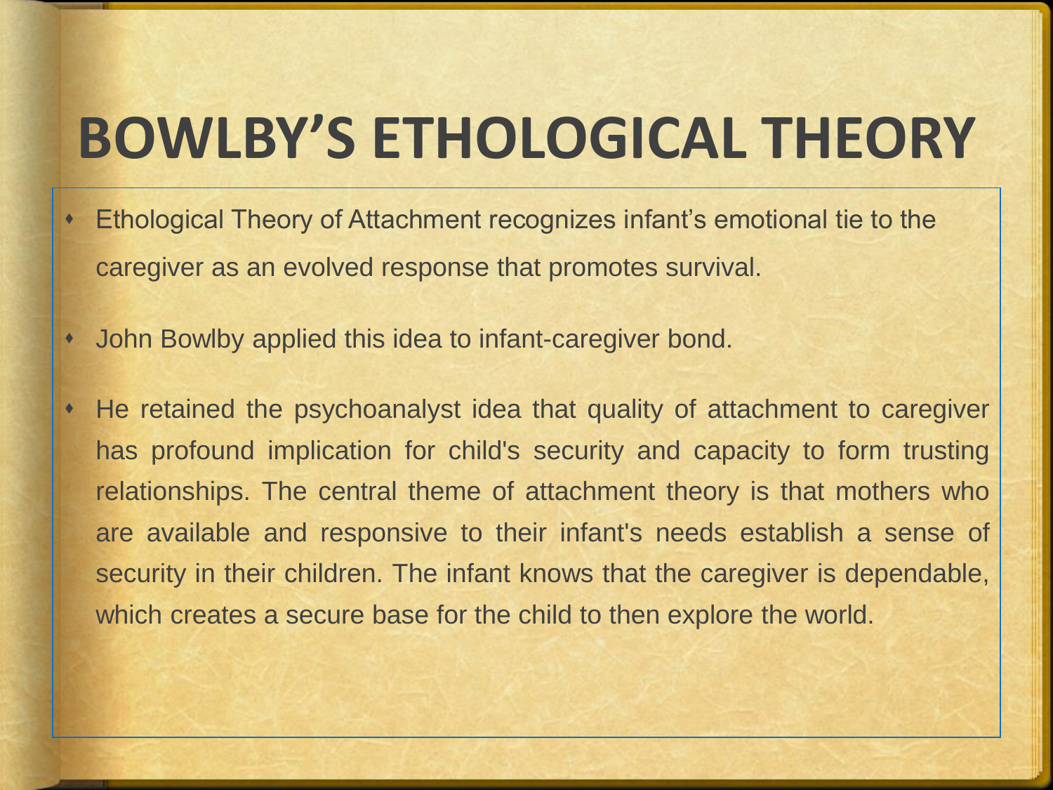# BOWLBY'S ETHOLOGICAL THEORY

- Ethological Theory of Attachment recognizes infant's emotional tie to the caregiver as an evolved response that promotes survival.
- John Bowlby applied this idea to infant-caregiver bond.
- He retained the psychoanalyst idea that quality of attachment to caregiver has profound implication for child's security and capacity to form trusting relationships. The central theme of attachment theory is that mothers who are available and responsive to their infant's needs establish a sense of security in their children. The infant knows that the caregiver is dependable, which creates a secure base for the child to then explore the world.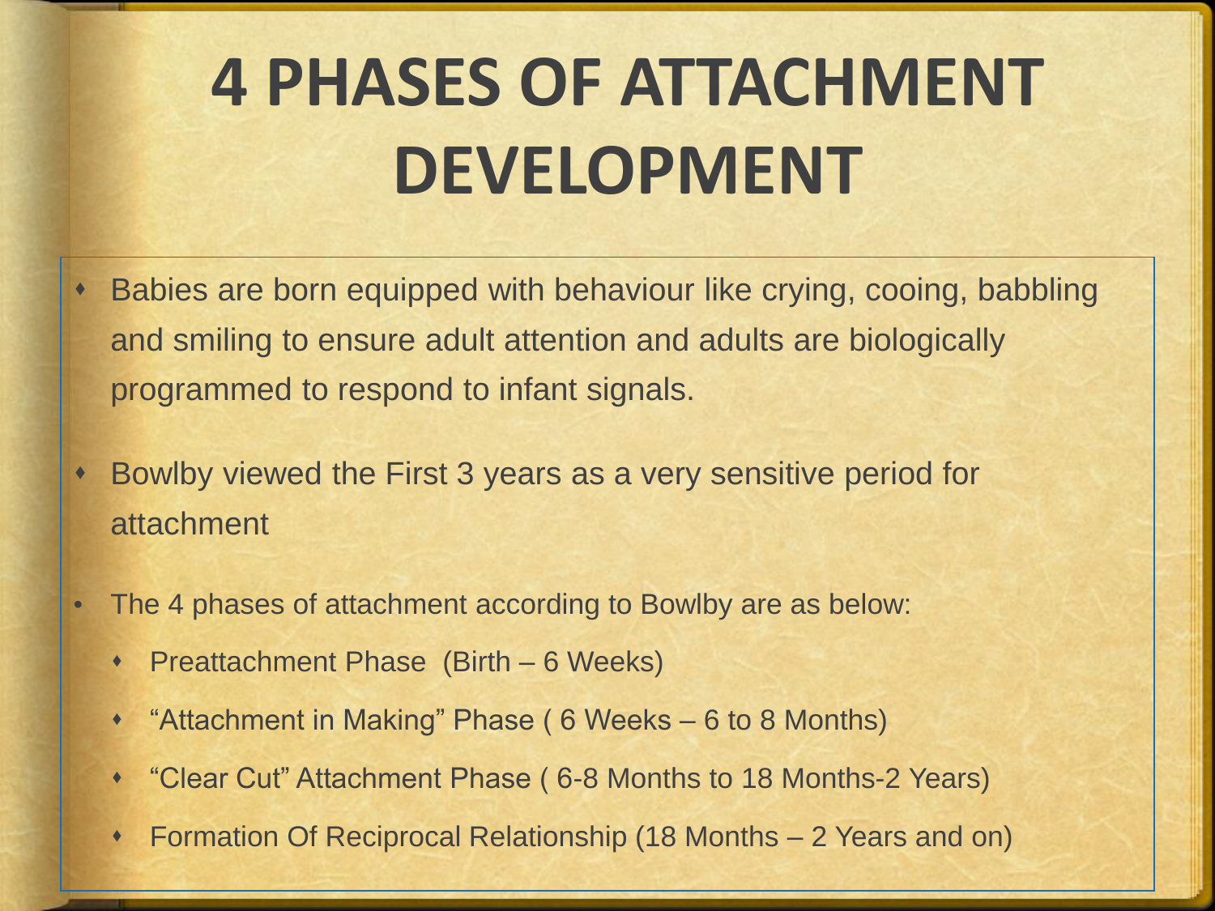# 4 PHASES OF ATTACHMENT DEVELOPMENT

- Babies are born equipped with behaviour like crying, cooing, babbling and smiling to ensure adult attention and adults are biologically programmed to respond to infant signals.
- Bowlby viewed the First 3 years as a very sensitive period for attachment
- The 4 phases of attachment according to Bowlby are as below:
  - Preattachment Phase (Birth – 6 Weeks)
  - "Attachment in Making" Phase ( 6 Weeks – 6 to 8 Months)
  - "Clear Cut" Attachment Phase ( 6-8 Months to 18 Months-2 Years)
  - Formation Of Reciprocal Relationship (18 Months – 2 Years and on)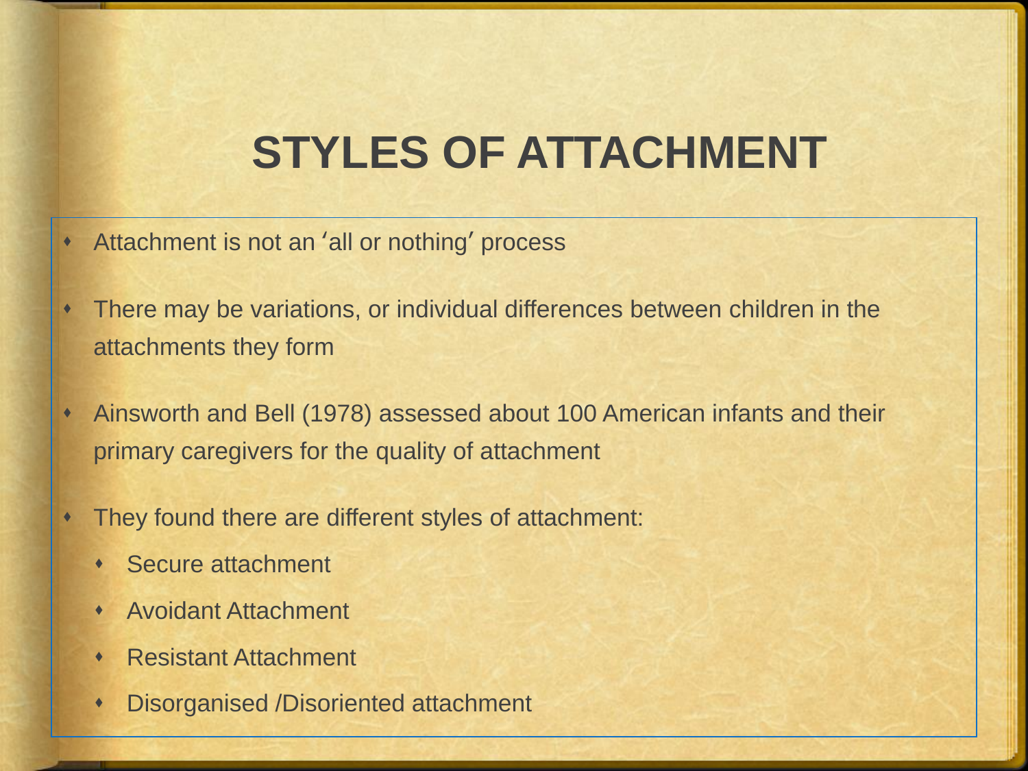# STYLES OF ATTACHMENT

- Attachment is not an ʻall or nothingʼ process
- There may be variations, or individual differences between children in the attachments they form
- Ainsworth and Bell (1978) assessed about 100 American infants and their primary caregivers for the quality of attachment
- They found there are different styles of attachment:
  - Secure attachment
  - Avoidant Attachment
  - Resistant Attachment
  - Disorganised /Disoriented attachment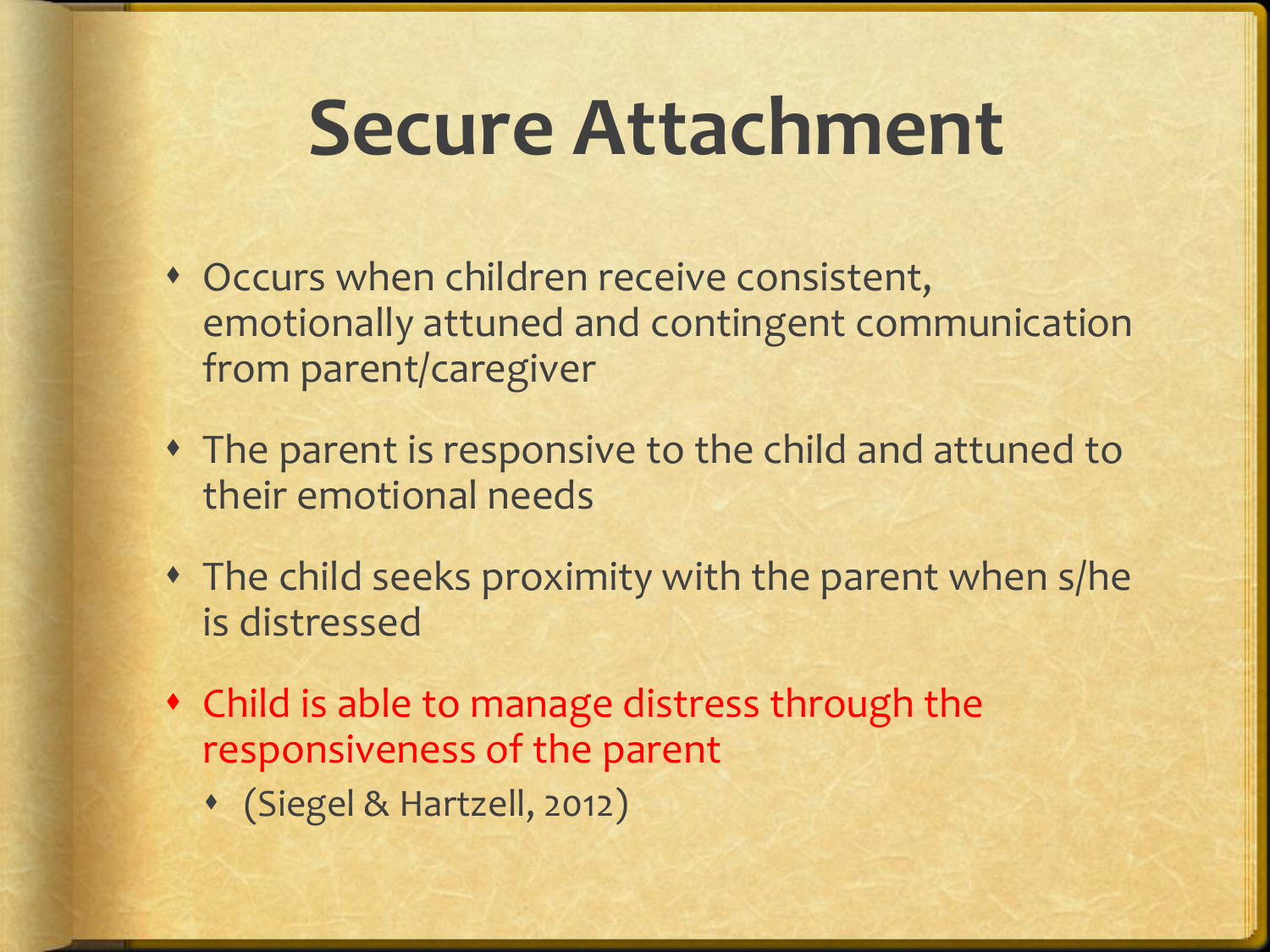# Secure Attachment

- Occurs when children receive consistent, emotionally attuned and contingent communication from parent/caregiver
- The parent is responsive to the child and attuned to their emotional needs
- The child seeks proximity with the parent when s/he is distressed
- Child is able to manage distress through the responsiveness of the parent
  - (Siegel & Hartzell, 2012)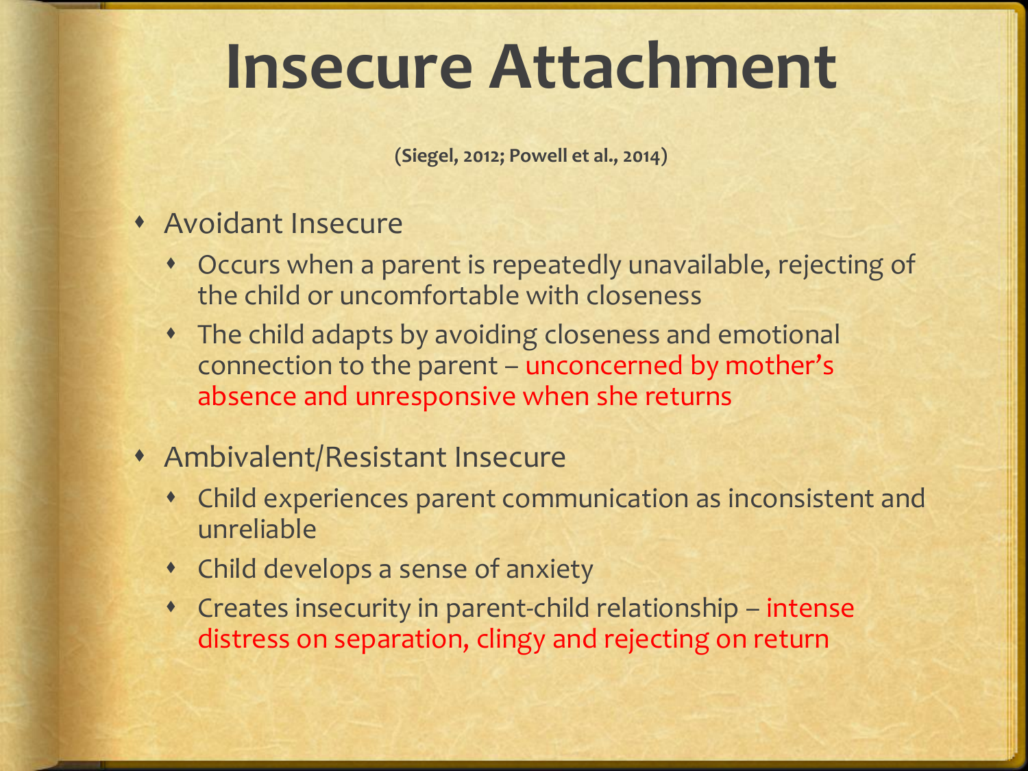# Insecure Attachment

**(Siegel, 2012; Powell et al., 2014)**

- Avoidant Insecure
  - Occurs when a parent is repeatedly unavailable, rejecting of the child or uncomfortable with closeness
  - The child adapts by avoiding closeness and emotional connection to the parent – unconcerned by mother's absence and unresponsive when she returns
- Ambivalent/Resistant Insecure
  - Child experiences parent communication as inconsistent and unreliable
  - Child develops a sense of anxiety
  - Creates insecurity in parent-child relationship – intense distress on separation, clingy and rejecting on return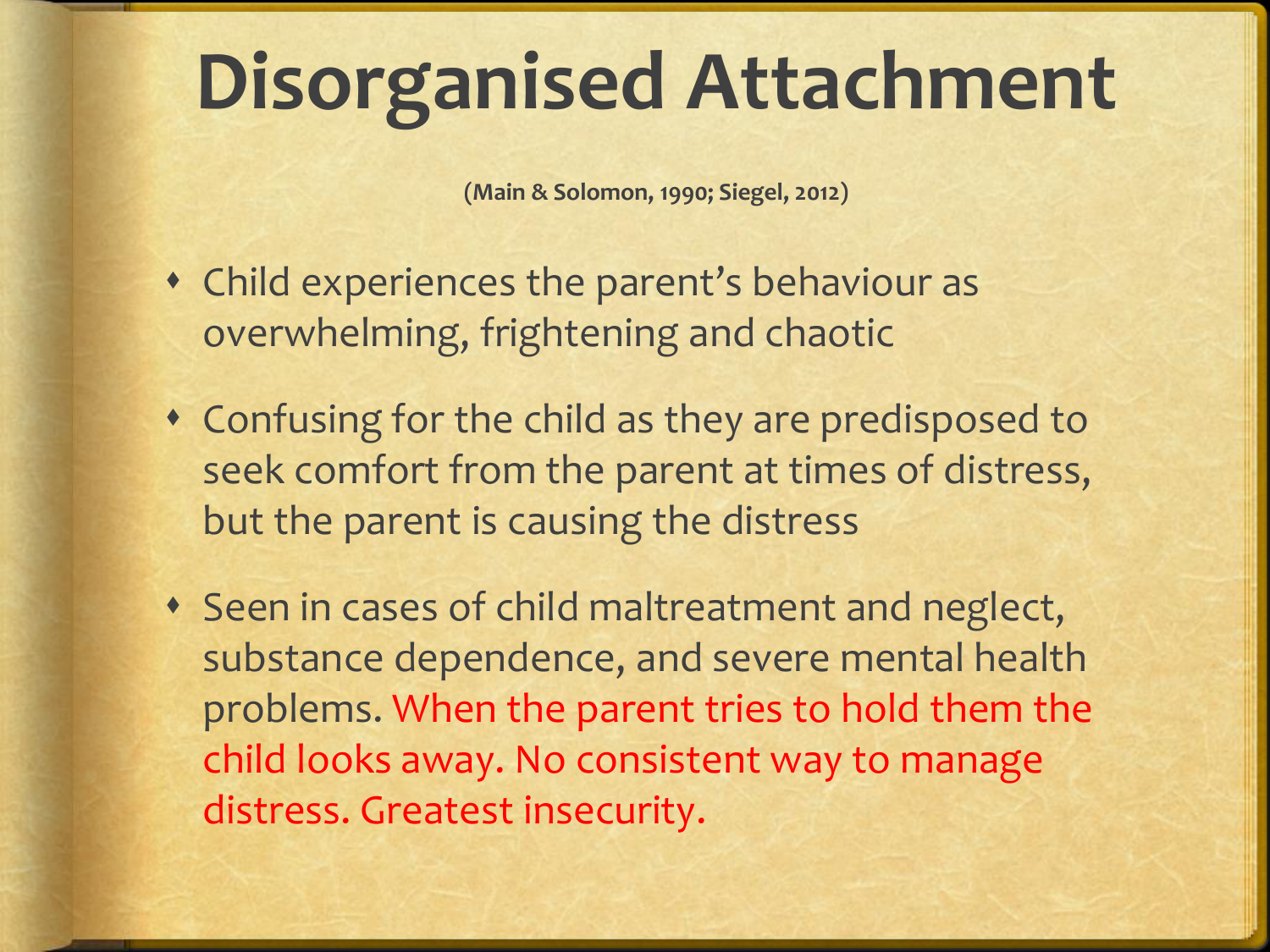# Disorganised Attachment

**(Main & Solomon, 1990; Siegel, 2012)**

- Child experiences the parent's behaviour as overwhelming, frightening and chaotic
- Confusing for the child as they are predisposed to seek comfort from the parent at times of distress, but the parent is causing the distress
- Seen in cases of child maltreatment and neglect, substance dependence, and severe mental health problems. When the parent tries to hold them the child looks away. No consistent way to manage distress. Greatest insecurity.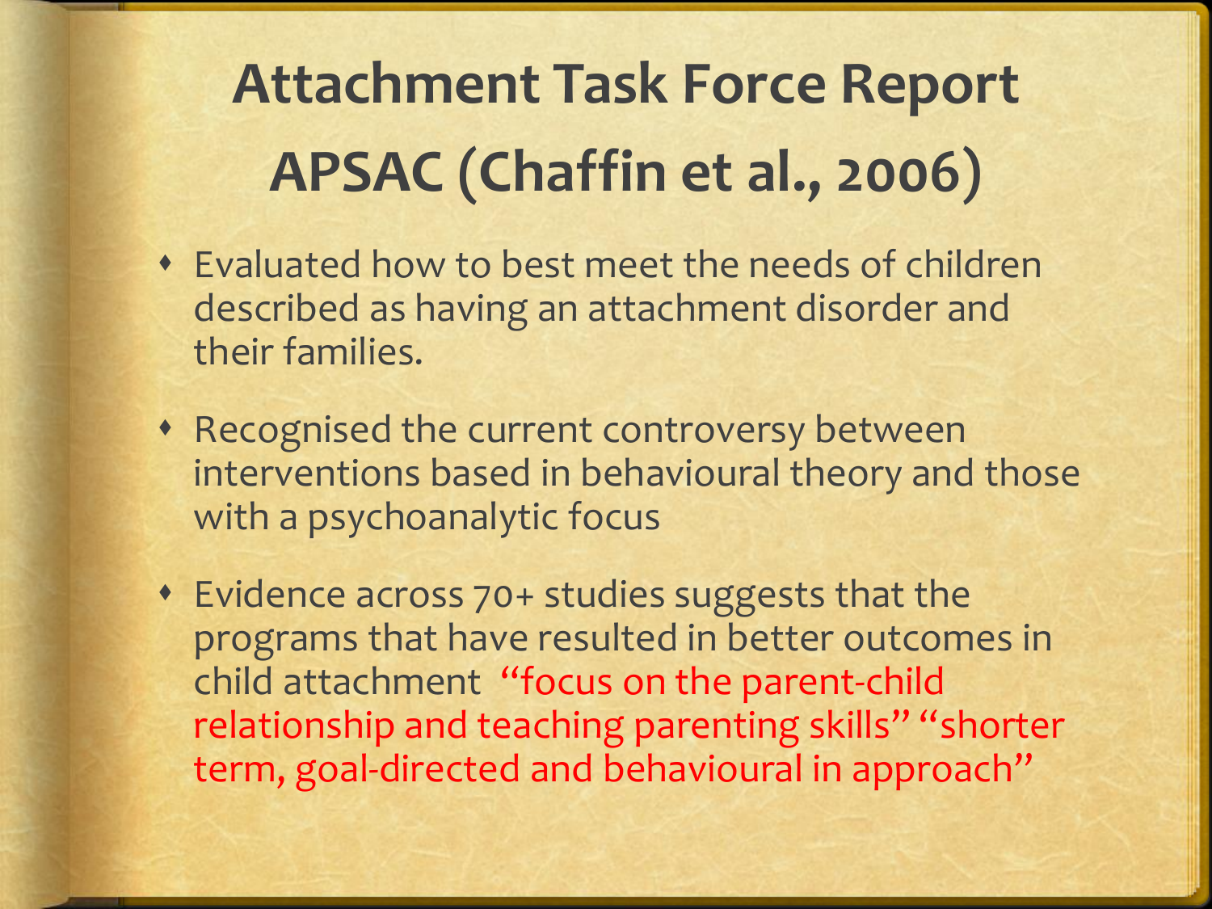# Attachment Task Force Report APSAC (Chaffin et al., 2006)

- Evaluated how to best meet the needs of children described as having an attachment disorder and their families.
- Recognised the current controversy between interventions based in behavioural theory and those with a psychoanalytic focus
- Evidence across 70+ studies suggests that the programs that have resulted in better outcomes in child attachment "focus on the parent-child relationship and teaching parenting skills" "shorter term, goal-directed and behavioural in approach"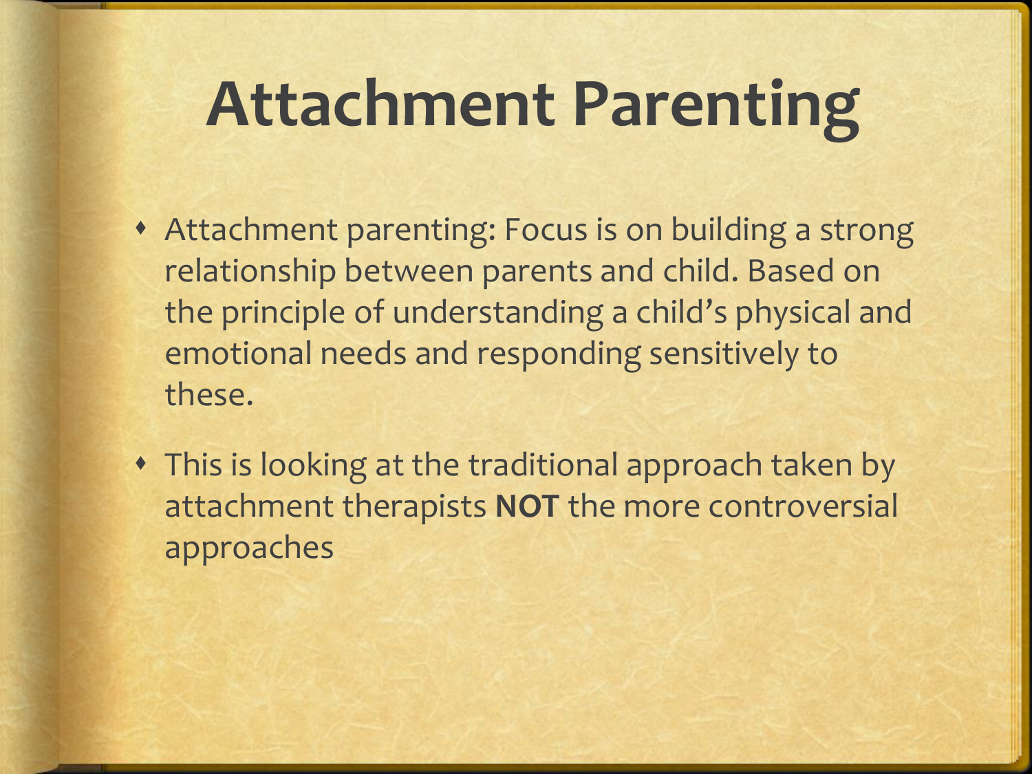# Attachment Parenting

- Attachment parenting: Focus is on building a strong relationship between parents and child. Based on the principle of understanding a child's physical and emotional needs and responding sensitively to these.
- This is looking at the traditional approach taken by attachment therapists **NOT** the more controversial approaches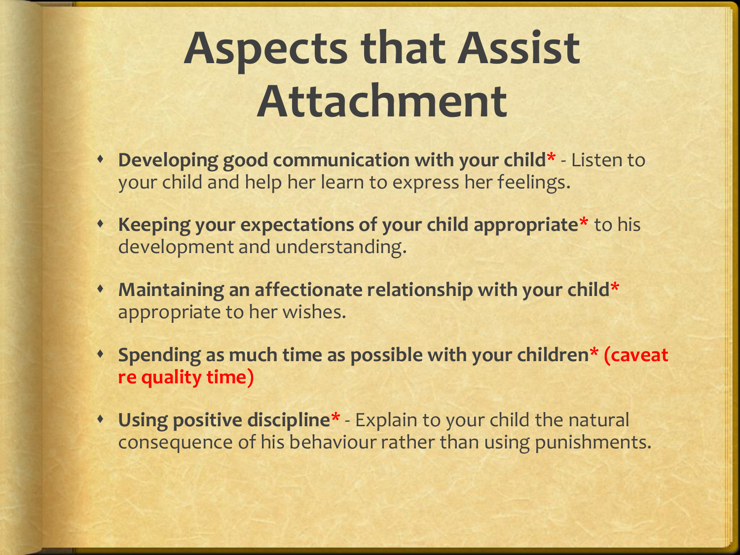# Aspects that Assist Attachment

- **Developing good communication with your child*** - Listen to your child and help her learn to express her feelings.
- **Keeping your expectations of your child appropriate*** to his development and understanding.
- **Maintaining an affectionate relationship with your child*** appropriate to her wishes.
- **Spending as much time as possible with your children* (caveat re quality time)**
- **Using positive discipline*** - Explain to your child the natural consequence of his behaviour rather than using punishments.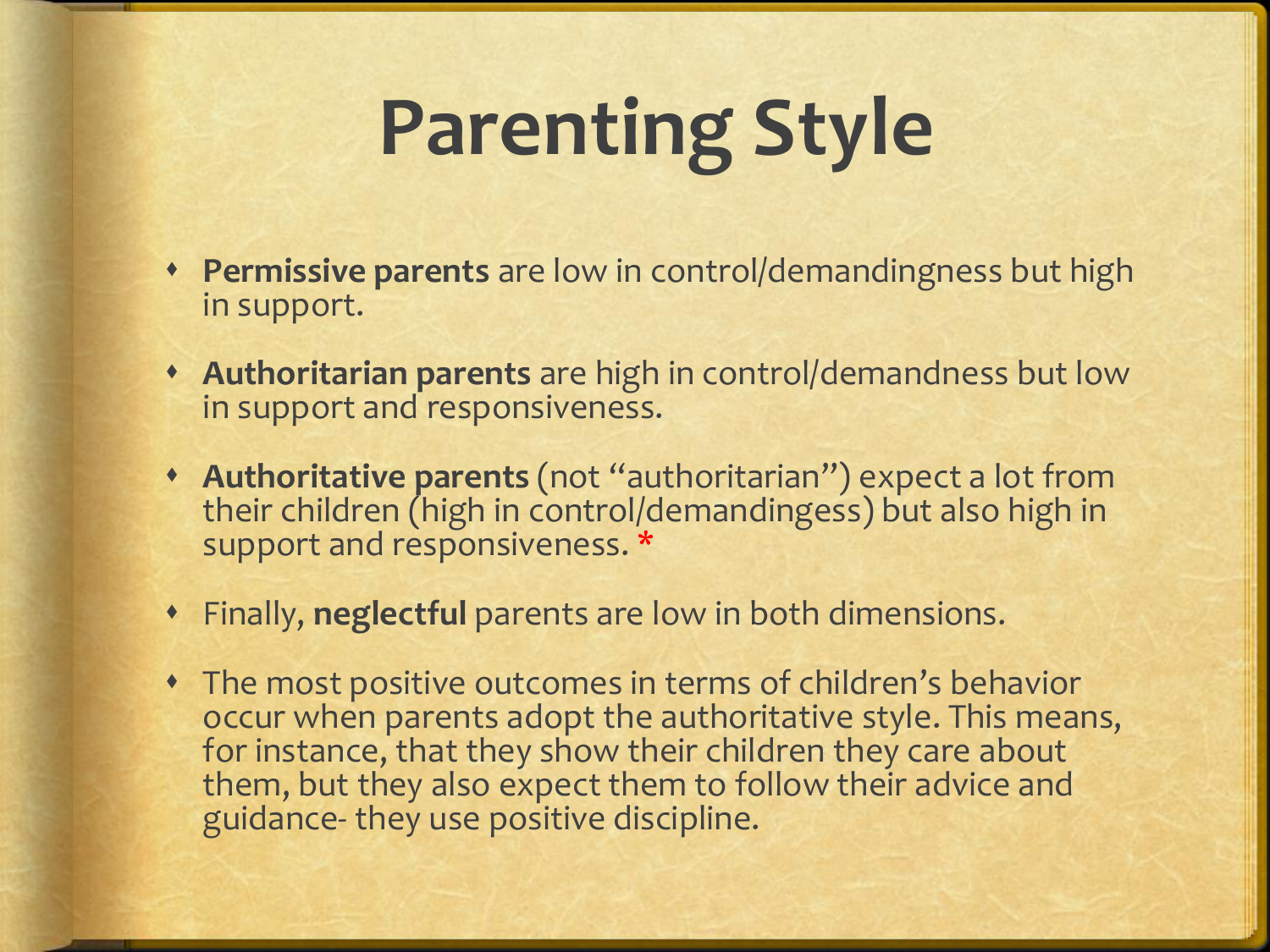# Parenting Style

- **Permissive parents** are low in control/demandingness but high in support.
- **Authoritarian parents** are high in control/demandness but low in support and responsiveness.
- **Authoritative parents** (not "authoritarian") expect a lot from their children (high in control/demandingess) but also high in support and responsiveness. *
- Finally, **neglectful** parents are low in both dimensions.
- The most positive outcomes in terms of children's behavior occur when parents adopt the authoritative style. This means, for instance, that they show their children they care about them, but they also expect them to follow their advice and guidance- they use positive discipline.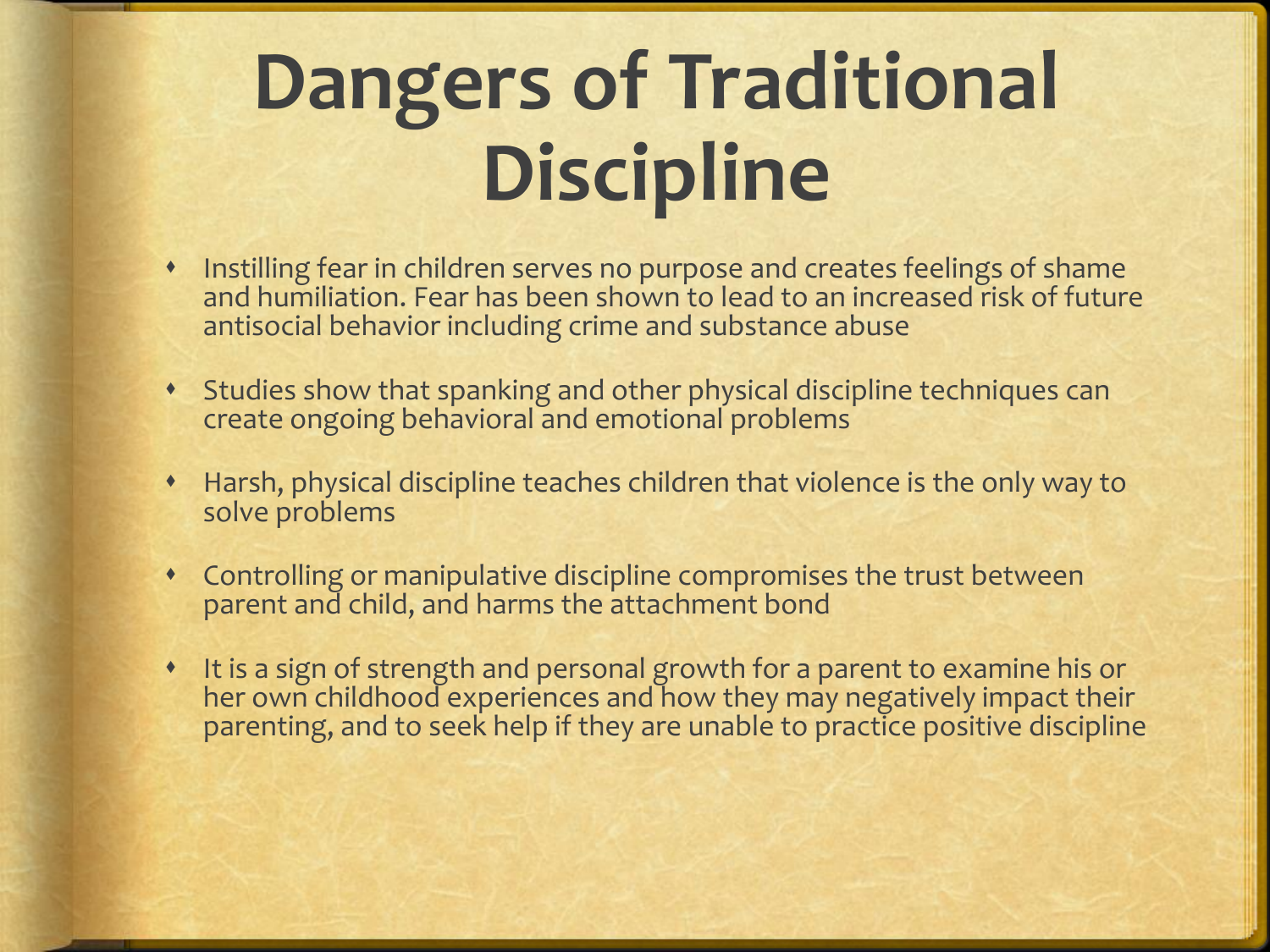# Dangers of Traditional Discipline

- Instilling fear in children serves no purpose and creates feelings of shame and humiliation. Fear has been shown to lead to an increased risk of future antisocial behavior including crime and substance abuse
- Studies show that spanking and other physical discipline techniques can create ongoing behavioral and emotional problems
- Harsh, physical discipline teaches children that violence is the only way to solve problems
- Controlling or manipulative discipline compromises the trust between parent and child, and harms the attachment bond
- It is a sign of strength and personal growth for a parent to examine his or her own childhood experiences and how they may negatively impact their parenting, and to seek help if they are unable to practice positive discipline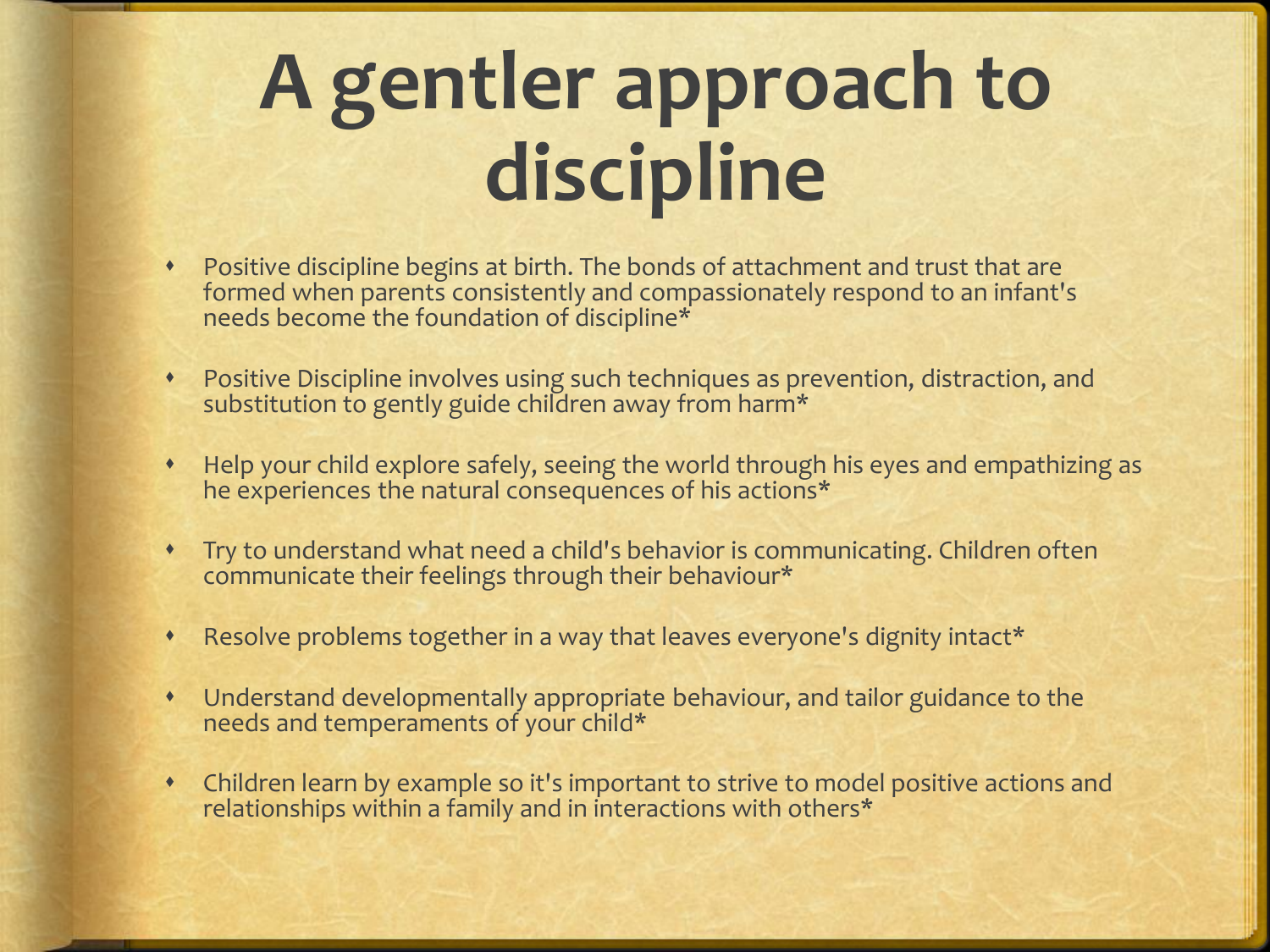# A gentler approach to discipline

- Positive discipline begins at birth. The bonds of attachment and trust that are formed when parents consistently and compassionately respond to an infant's needs become the foundation of discipline*
- Positive Discipline involves using such techniques as prevention, distraction, and substitution to gently guide children away from harm*
- Help your child explore safely, seeing the world through his eyes and empathizing as he experiences the natural consequences of his actions*
- Try to understand what need a child's behavior is communicating. Children often communicate their feelings through their behaviour*
- Resolve problems together in a way that leaves everyone's dignity intact*
- Understand developmentally appropriate behaviour, and tailor guidance to the needs and temperaments of your child*
- Children learn by example so it's important to strive to model positive actions and relationships within a family and in interactions with others*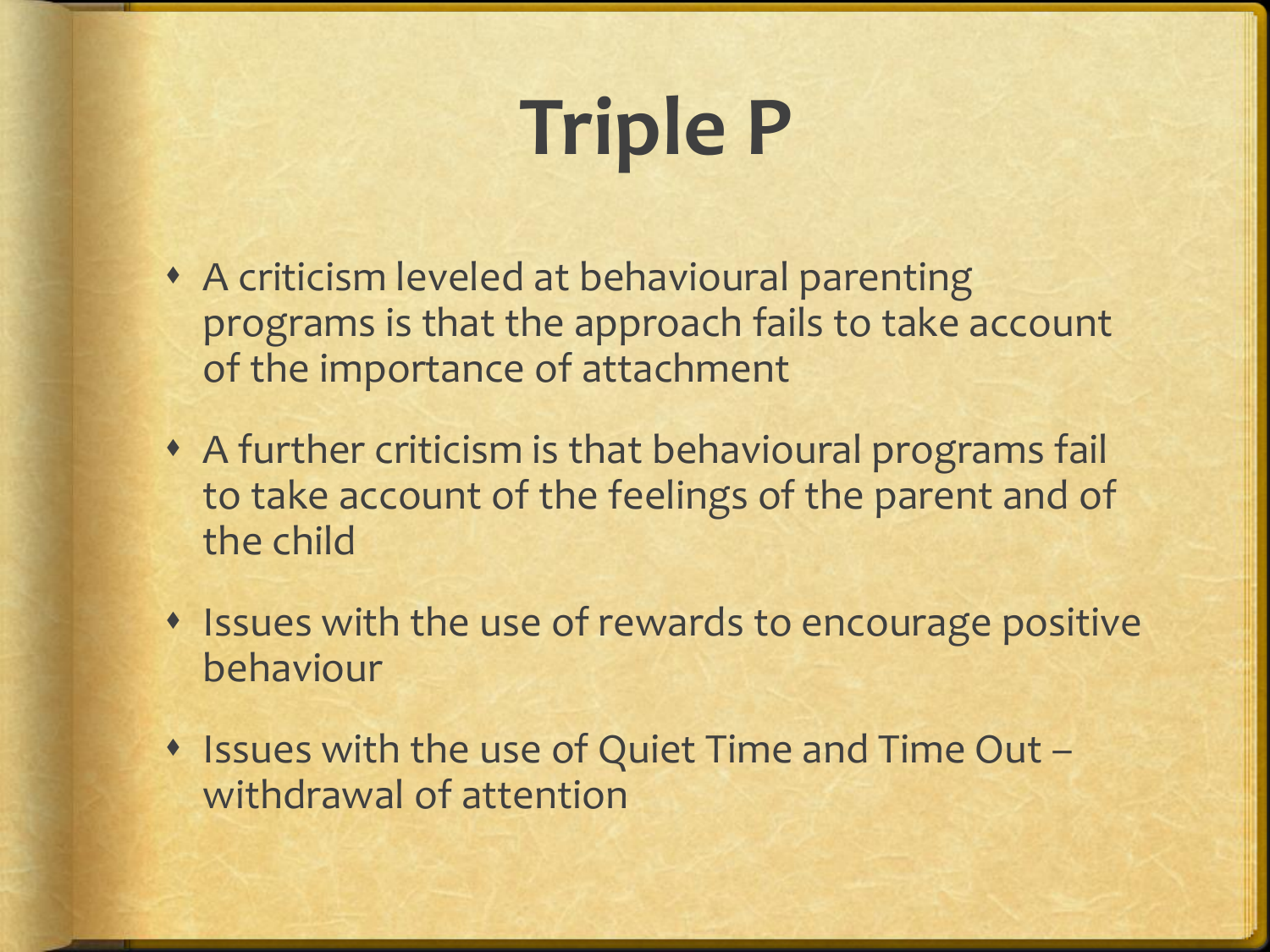# Triple P

- A criticism leveled at behavioural parenting programs is that the approach fails to take account of the importance of attachment
- A further criticism is that behavioural programs fail to take account of the feelings of the parent and of the child
- Issues with the use of rewards to encourage positive behaviour
- Issues with the use of Quiet Time and Time Out – withdrawal of attention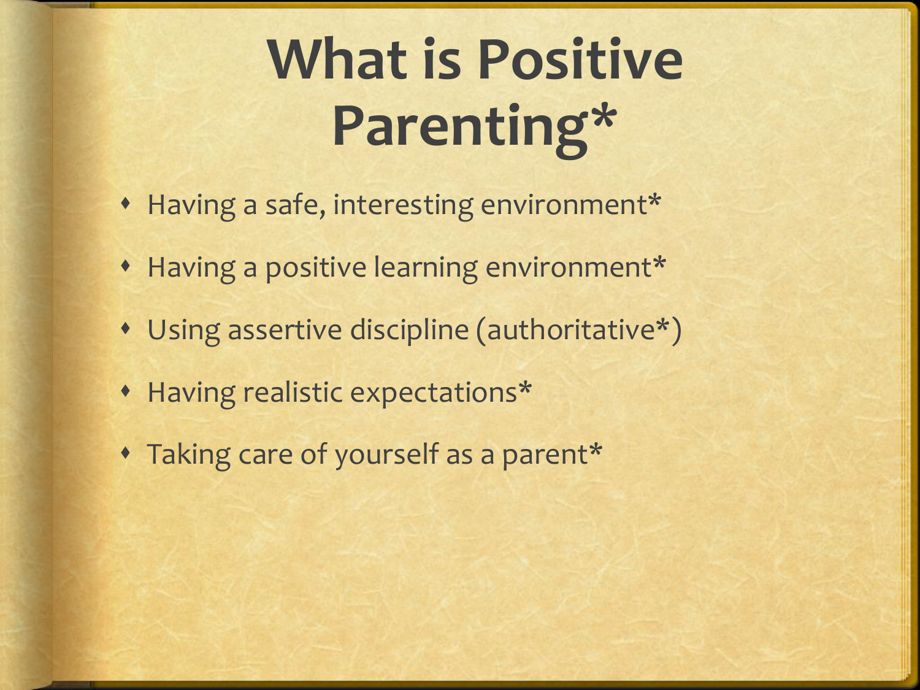# What is Positive Parenting*

- Having a safe, interesting environment*
- Having a positive learning environment*
- Using assertive discipline (authoritative*)
- Having realistic expectations*
- Taking care of yourself as a parent*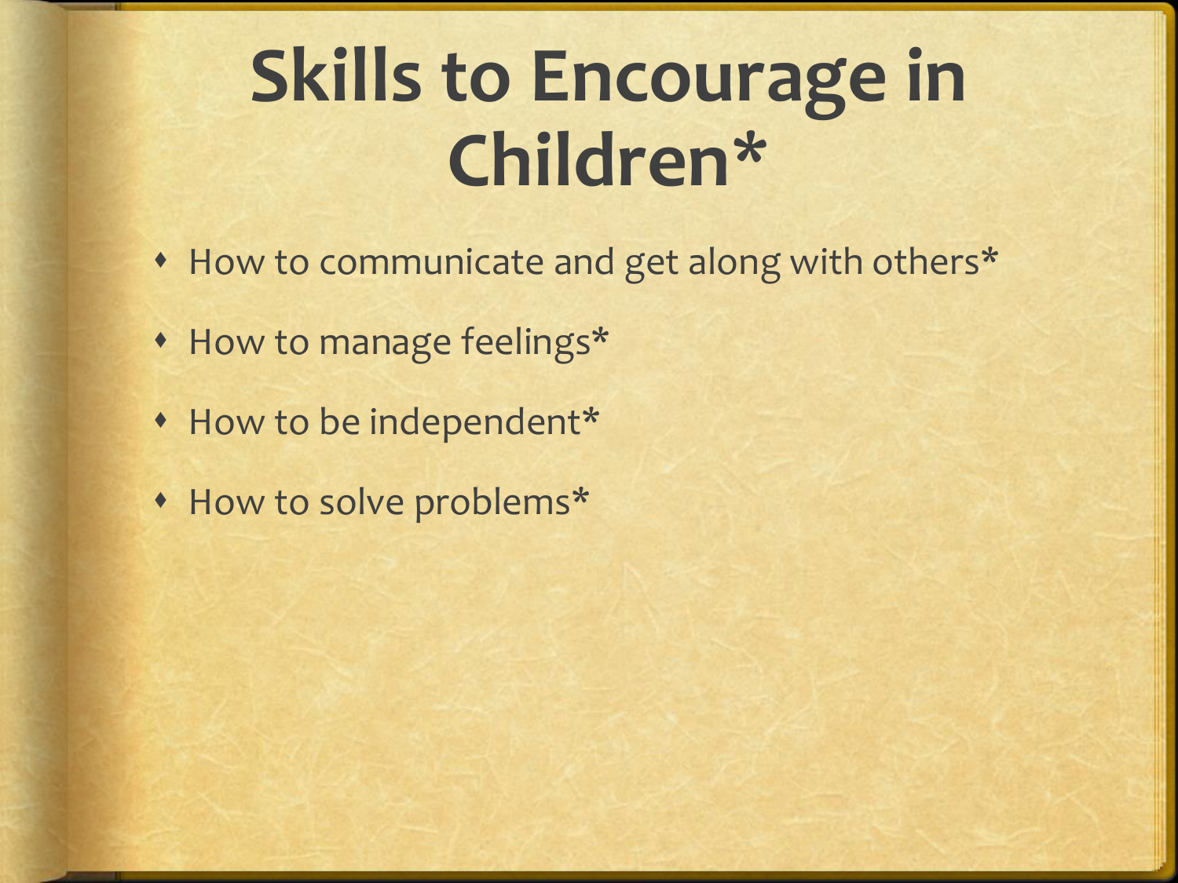# Skills to Encourage in Children*

- How to communicate and get along with others*
- How to manage feelings*
- How to be independent*
- How to solve problems*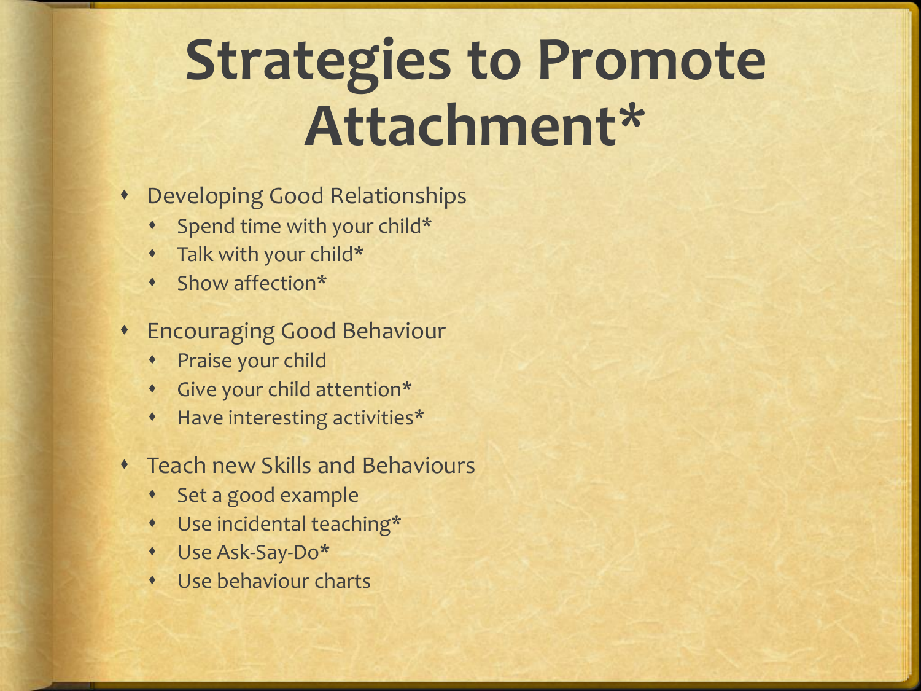# Strategies to Promote Attachment*

- Developing Good Relationships
  - Spend time with your child*
  - Talk with your child*
  - Show affection*
- Encouraging Good Behaviour
  - Praise your child
  - Give your child attention*
  - Have interesting activities*
- Teach new Skills and Behaviours
  - Set a good example
  - Use incidental teaching*
  - Use Ask-Say-Do*
  - Use behaviour charts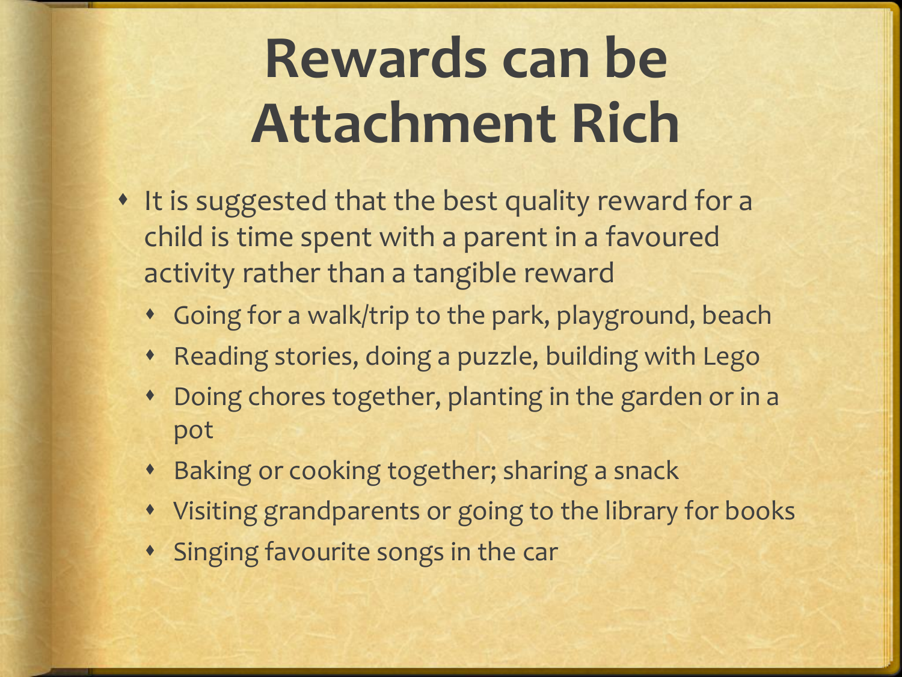# Rewards can be Attachment Rich

- It is suggested that the best quality reward for a child is time spent with a parent in a favoured activity rather than a tangible reward
  - Going for a walk/trip to the park, playground, beach
  - Reading stories, doing a puzzle, building with Lego
  - Doing chores together, planting in the garden or in a pot
  - Baking or cooking together; sharing a snack
  - Visiting grandparents or going to the library for books
  - Singing favourite songs in the car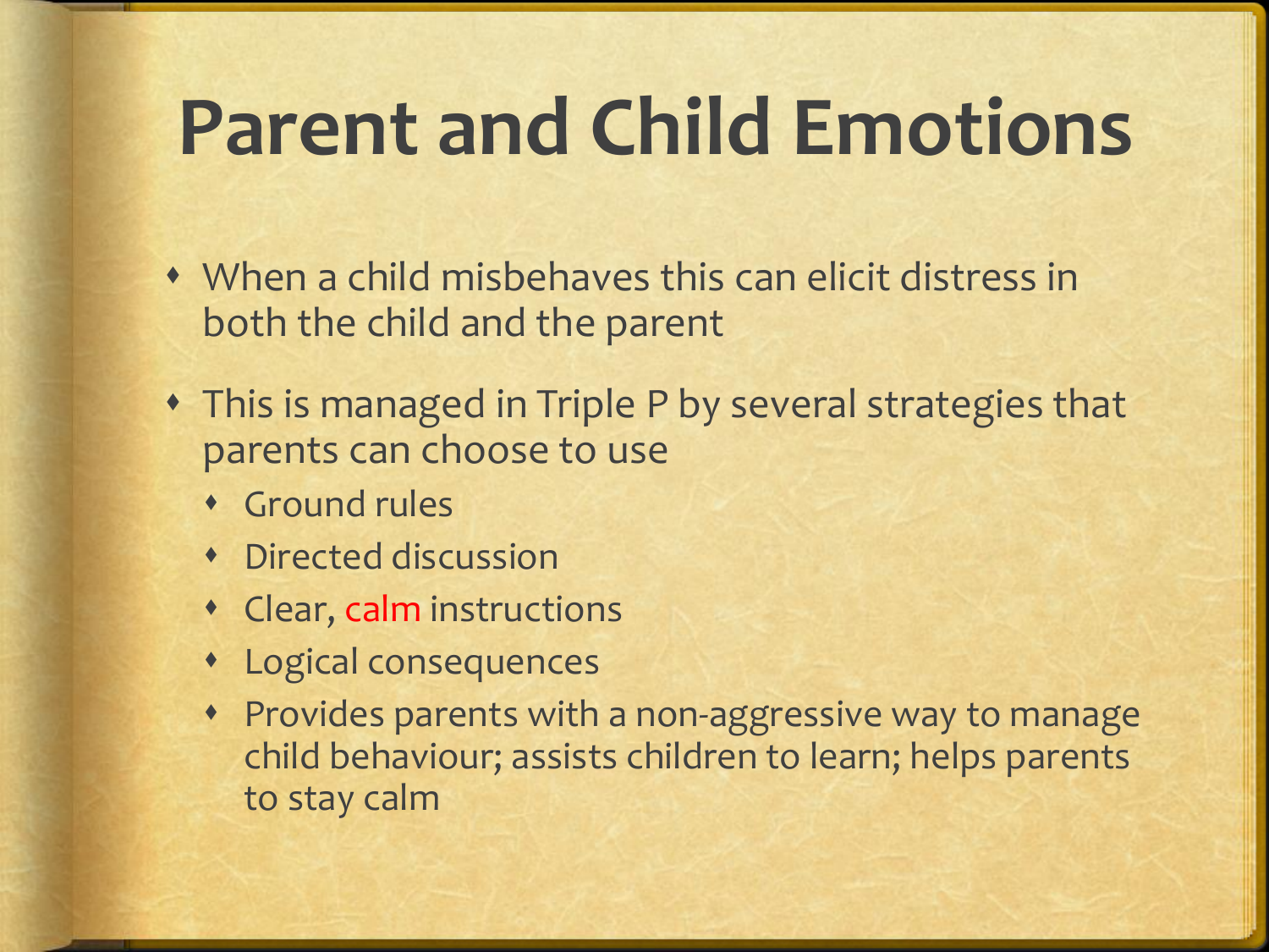# Parent and Child Emotions

- When a child misbehaves this can elicit distress in both the child and the parent
- This is managed in Triple P by several strategies that parents can choose to use
  - Ground rules
  - Directed discussion
  - Clear, calm instructions
  - Logical consequences
  - Provides parents with a non-aggressive way to manage child behaviour; assists children to learn; helps parents to stay calm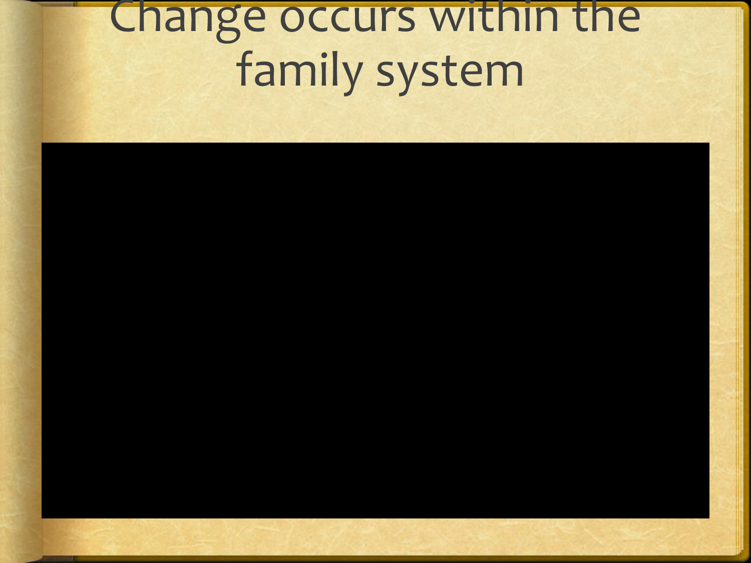# Change occurs within the family system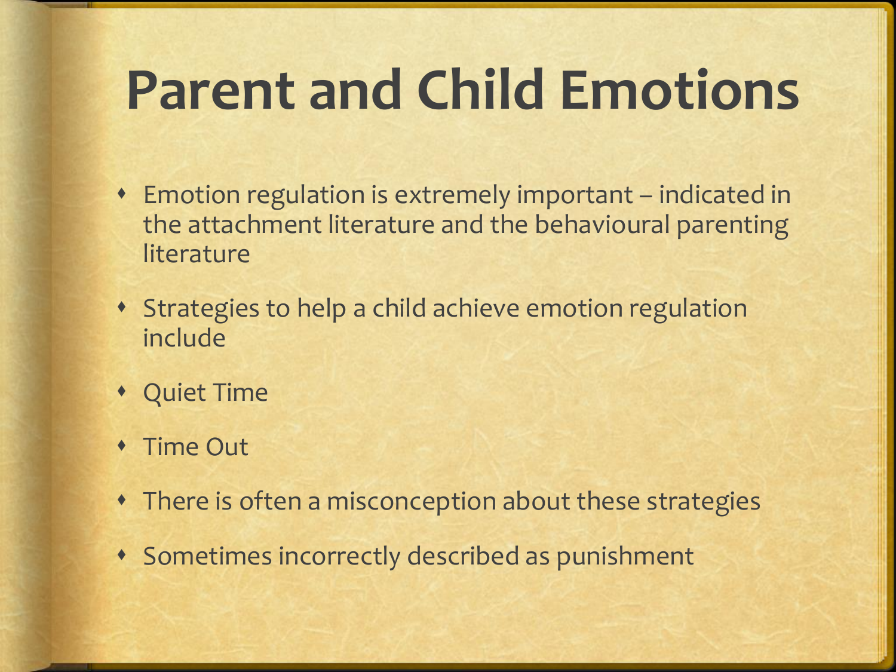# Parent and Child Emotions

- Emotion regulation is extremely important – indicated in the attachment literature and the behavioural parenting literature
- Strategies to help a child achieve emotion regulation include
- Quiet Time
- Time Out
- There is often a misconception about these strategies
- Sometimes incorrectly described as punishment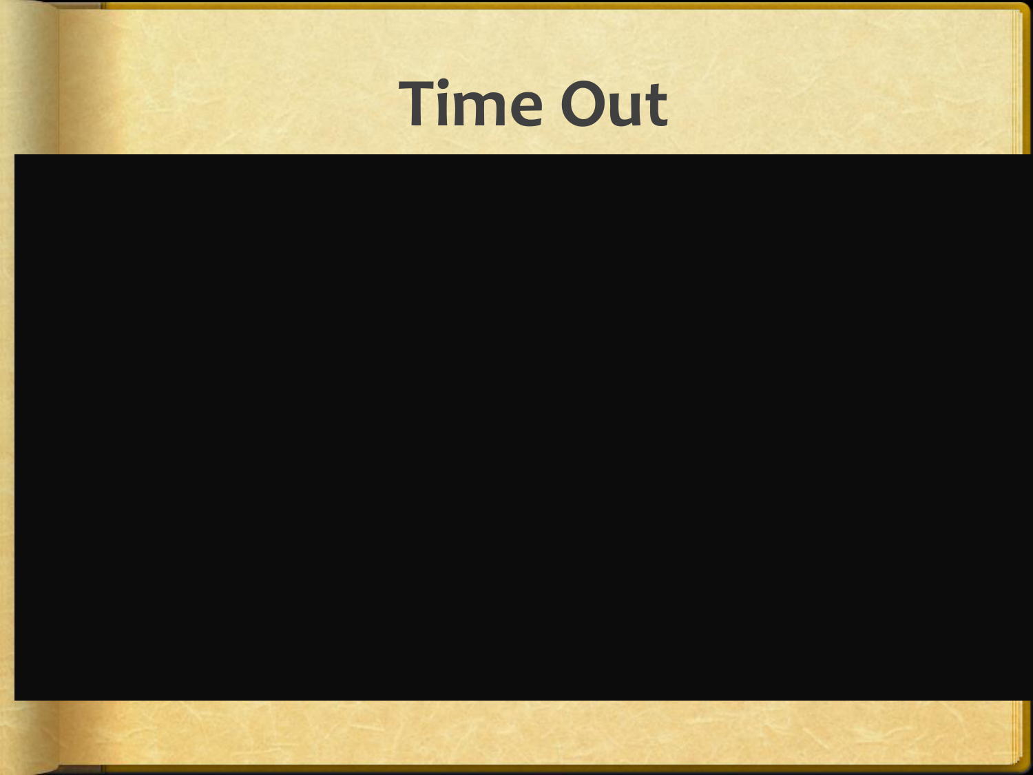# Time Out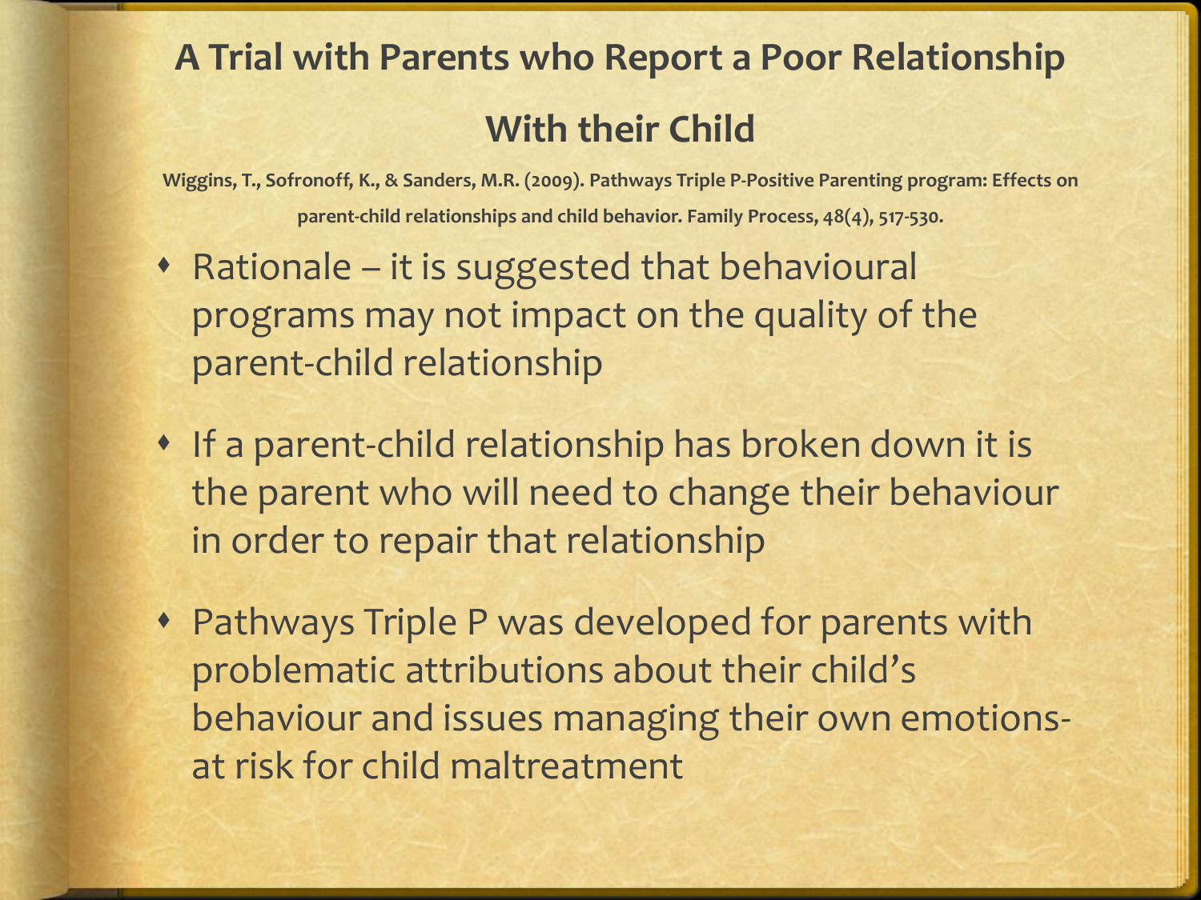# A Trial with Parents who Report a Poor Relationship With their Child

**Wiggins, T., Sofronoff, K., & Sanders, M.R. (2009). Pathways Triple P-Positive Parenting program: Effects on parent-child relationships and child behavior. Family Process, 48(4), 517-530.**

- Rationale – it is suggested that behavioural programs may not impact on the quality of the parent-child relationship
- If a parent-child relationship has broken down it is the parent who will need to change their behaviour in order to repair that relationship
- Pathways Triple P was developed for parents with problematic attributions about their child's behaviour and issues managing their own emotions- at risk for child maltreatment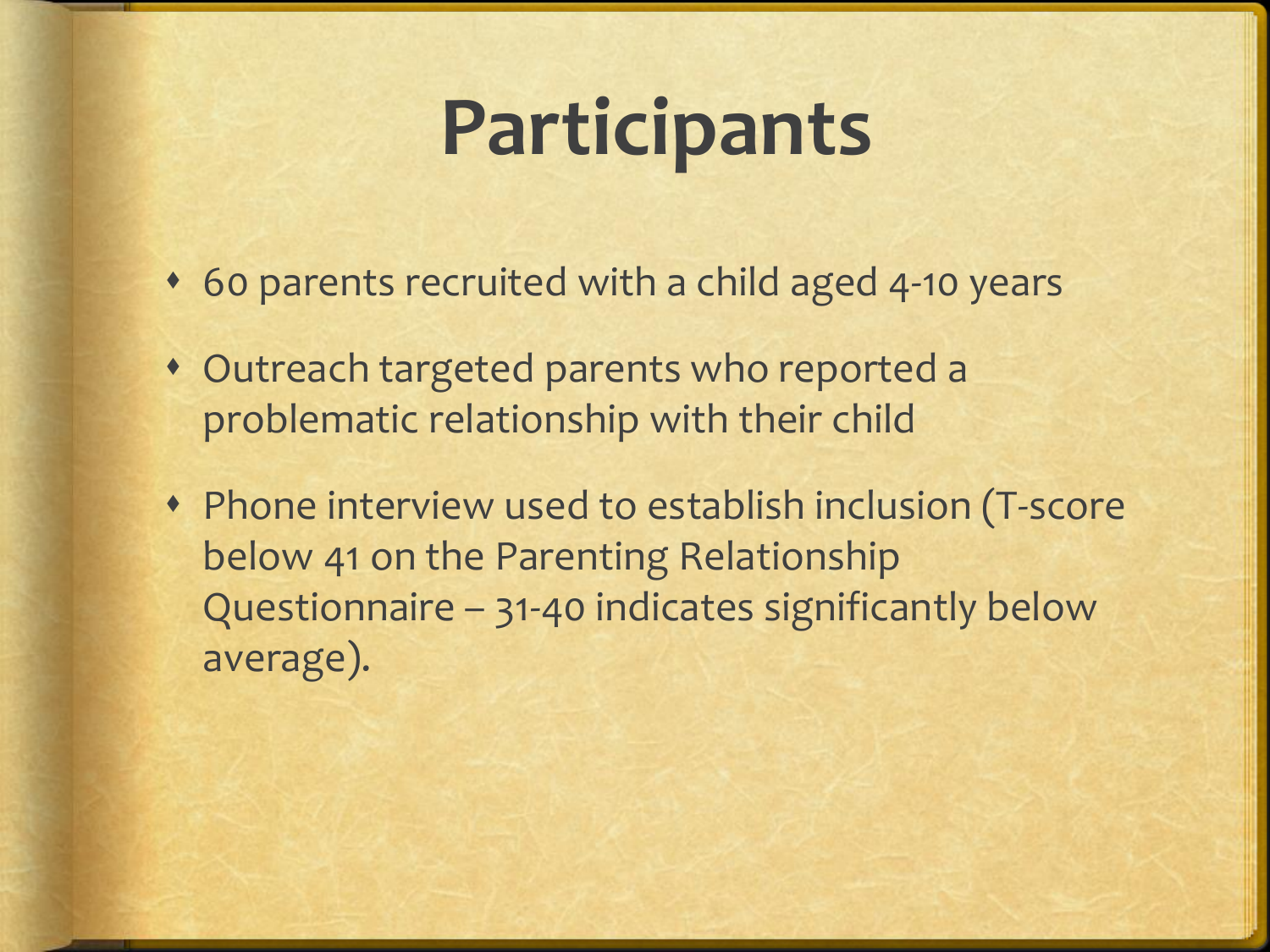# Participants

- 60 parents recruited with a child aged 4-10 years
- Outreach targeted parents who reported a problematic relationship with their child
- Phone interview used to establish inclusion (T-score below 41 on the Parenting Relationship Questionnaire – 31-40 indicates significantly below average).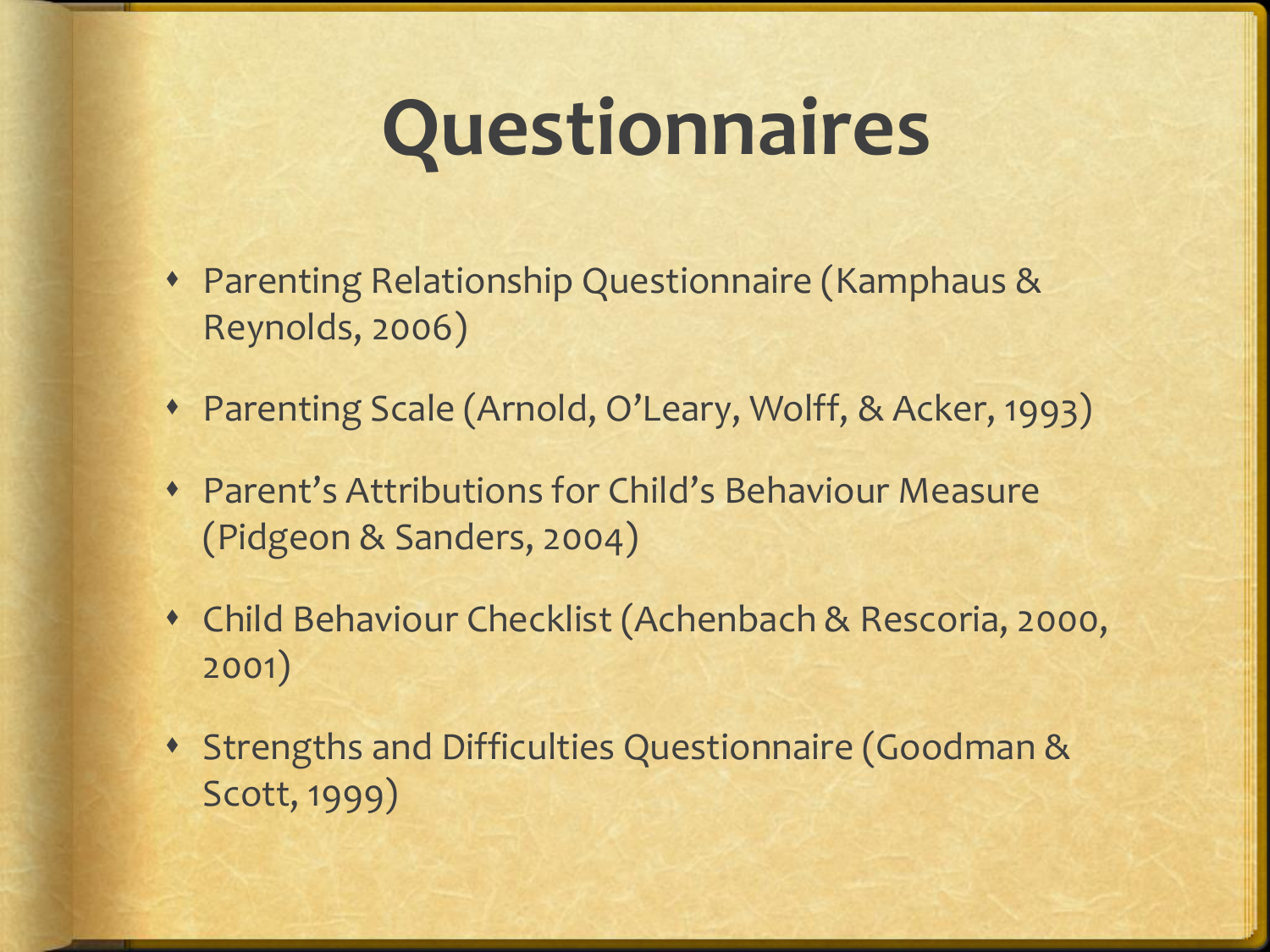# Questionnaires

- Parenting Relationship Questionnaire (Kamphaus & Reynolds, 2006)
- Parenting Scale (Arnold, O'Leary, Wolff, & Acker, 1993)
- Parent's Attributions for Child's Behaviour Measure (Pidgeon & Sanders, 2004)
- Child Behaviour Checklist (Achenbach & Rescoria, 2000, 2001)
- Strengths and Difficulties Questionnaire (Goodman & Scott, 1999)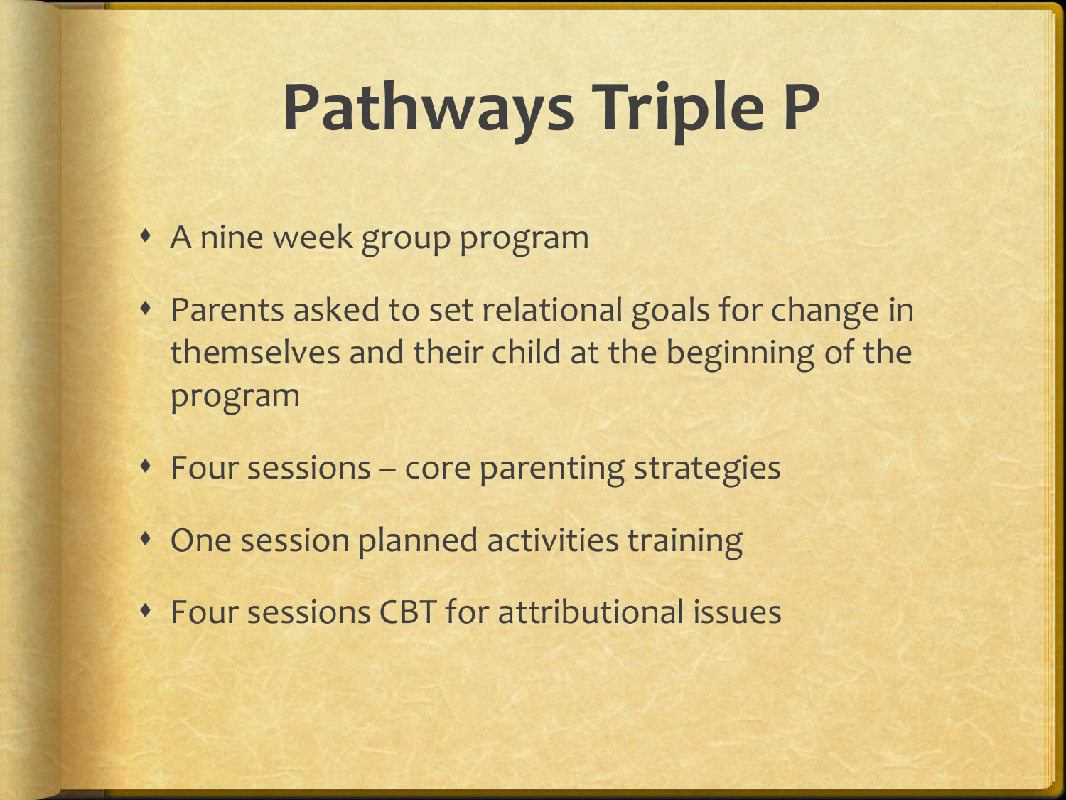# Pathways Triple P

- A nine week group program
- Parents asked to set relational goals for change in themselves and their child at the beginning of the program
- Four sessions – core parenting strategies
- One session planned activities training
- Four sessions CBT for attributional issues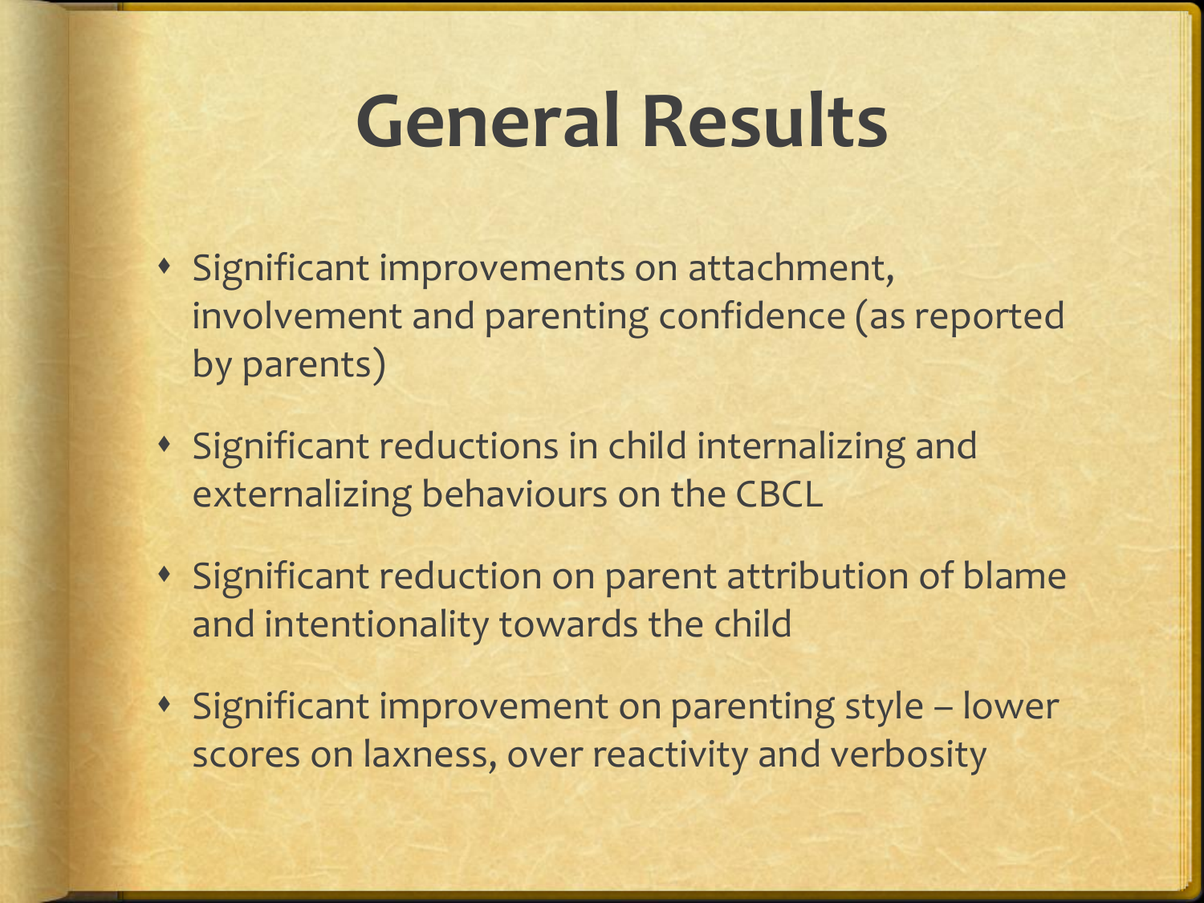# General Results

- Significant improvements on attachment, involvement and parenting confidence (as reported by parents)
- Significant reductions in child internalizing and externalizing behaviours on the CBCL
- Significant reduction on parent attribution of blame and intentionality towards the child
- Significant improvement on parenting style – lower scores on laxness, over reactivity and verbosity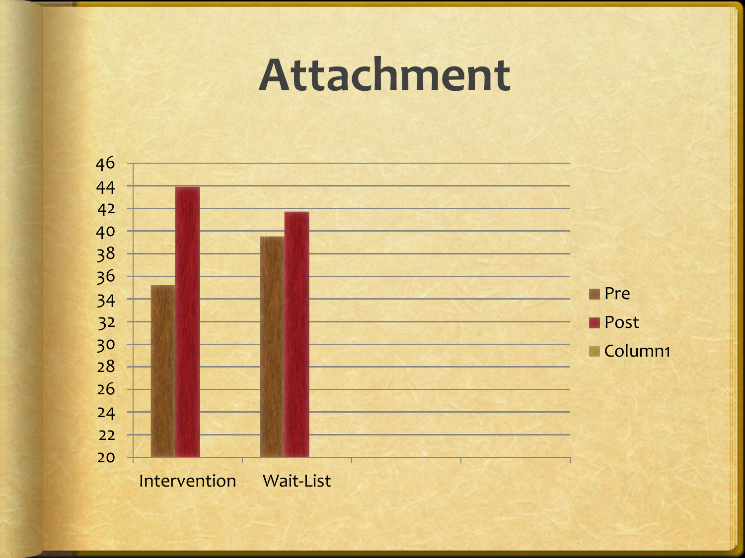# Attachment

46
44
42
40
38
36
34
32
30
28
26
24
22
20

Intervention Wait-List

- Pre
- Post
- Column1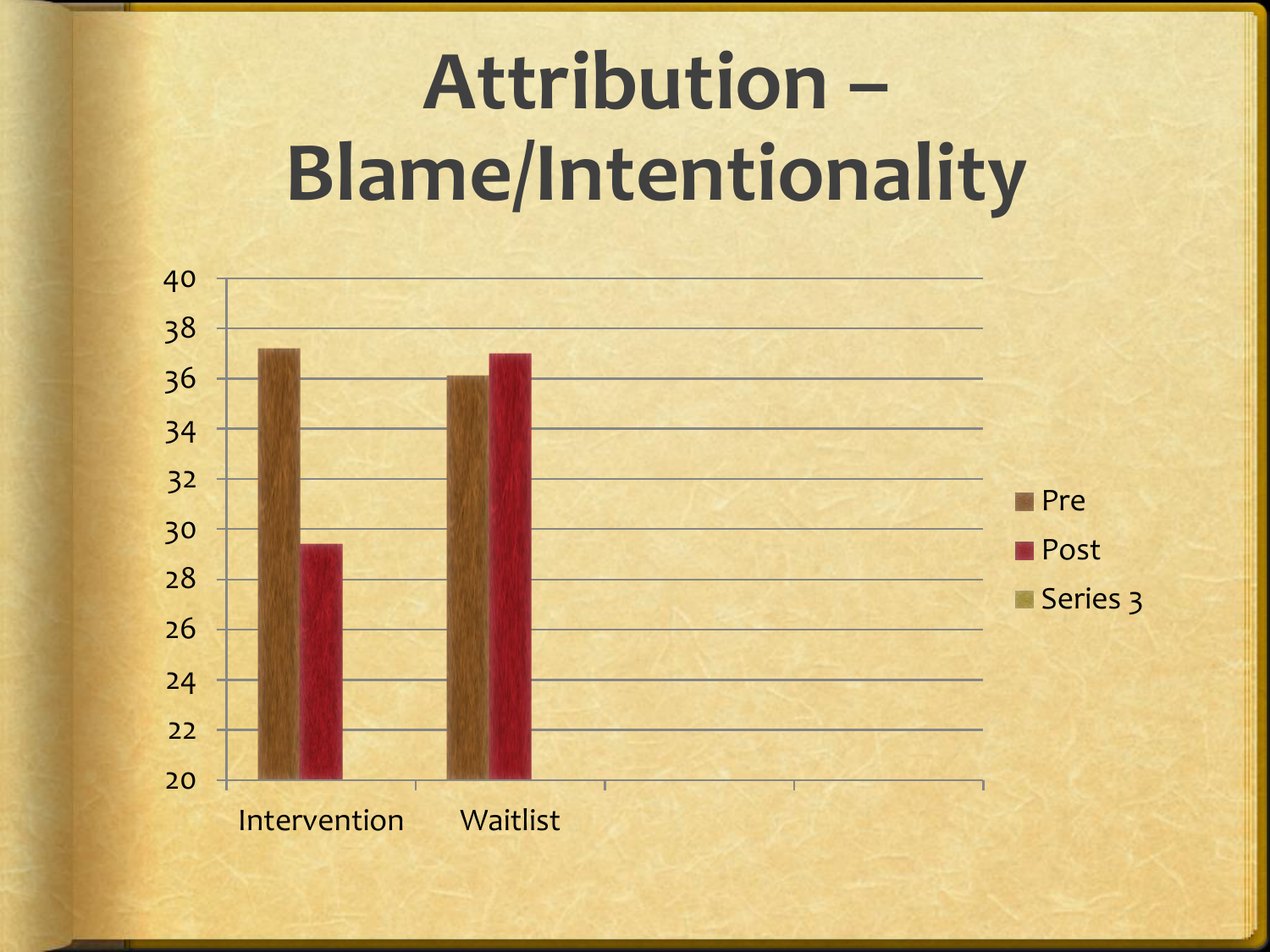# Attribution – Blame/Intentionality

| | Pre | Post | Series 3 |
|---|---|---|---|
| Intervention | 37.2 | 29.4 | |
| Waitlist | 36.1 | 37 | |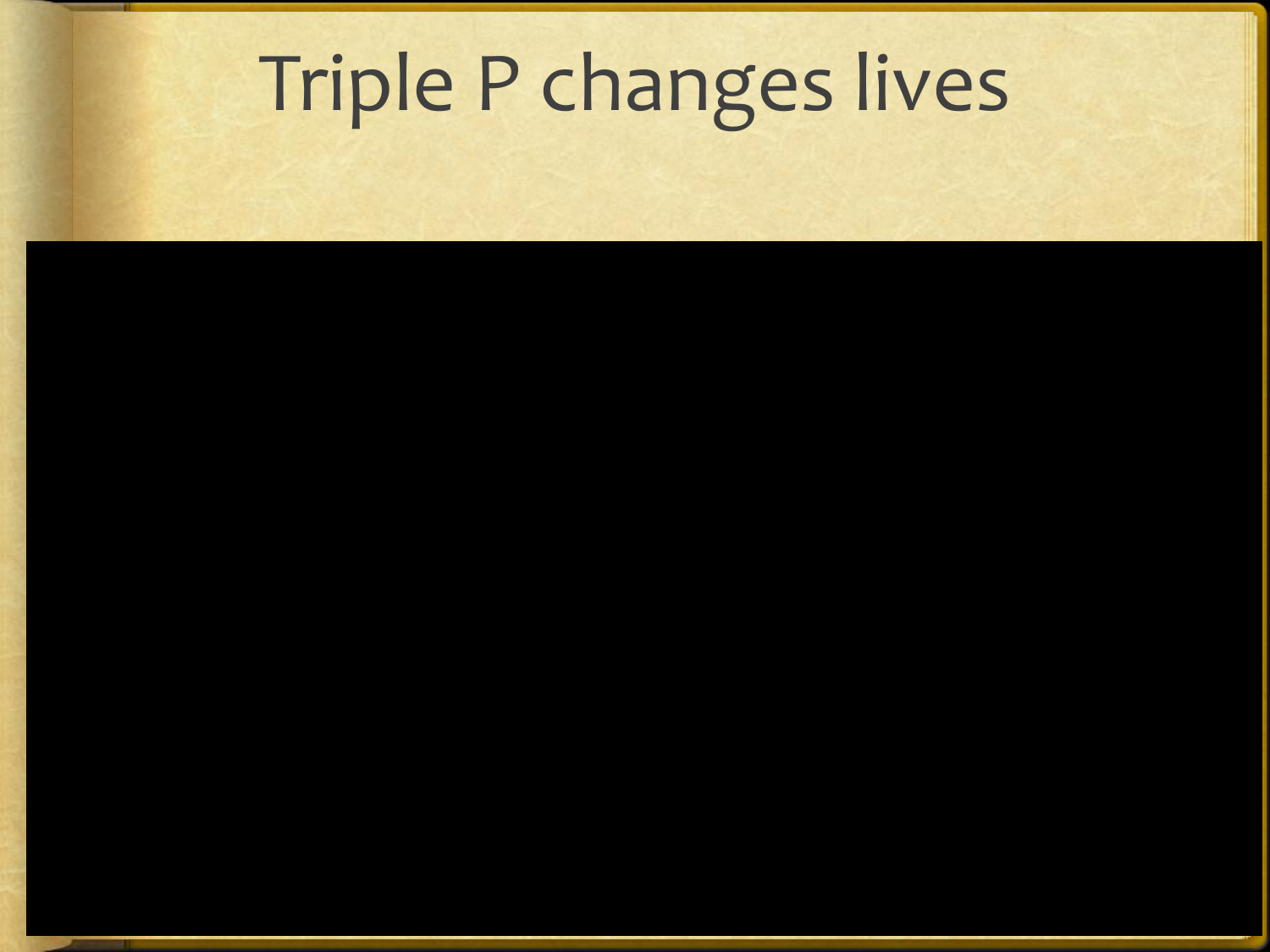# Triple P changes lives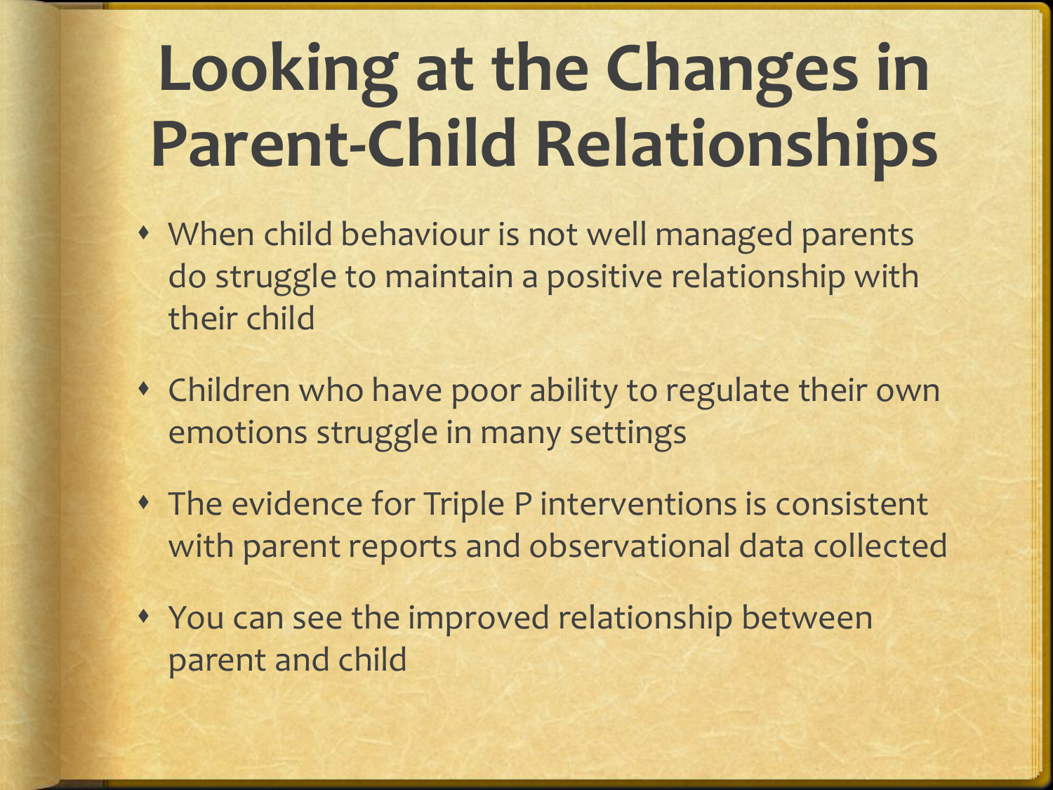# Looking at the Changes in Parent-Child Relationships

- When child behaviour is not well managed parents do struggle to maintain a positive relationship with their child
- Children who have poor ability to regulate their own emotions struggle in many settings
- The evidence for Triple P interventions is consistent with parent reports and observational data collected
- You can see the improved relationship between parent and child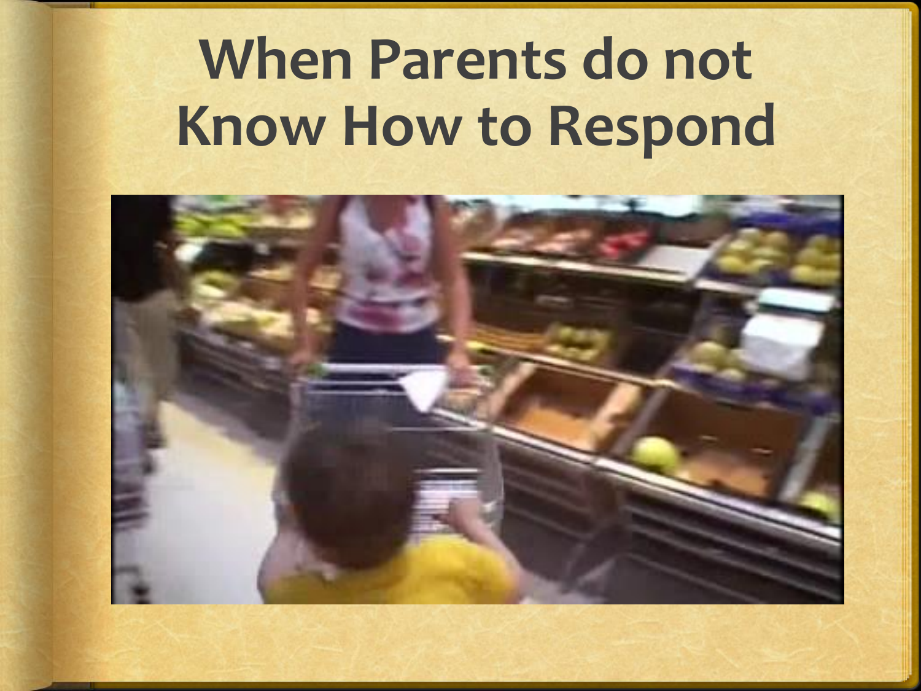# When Parents do not Know How to Respond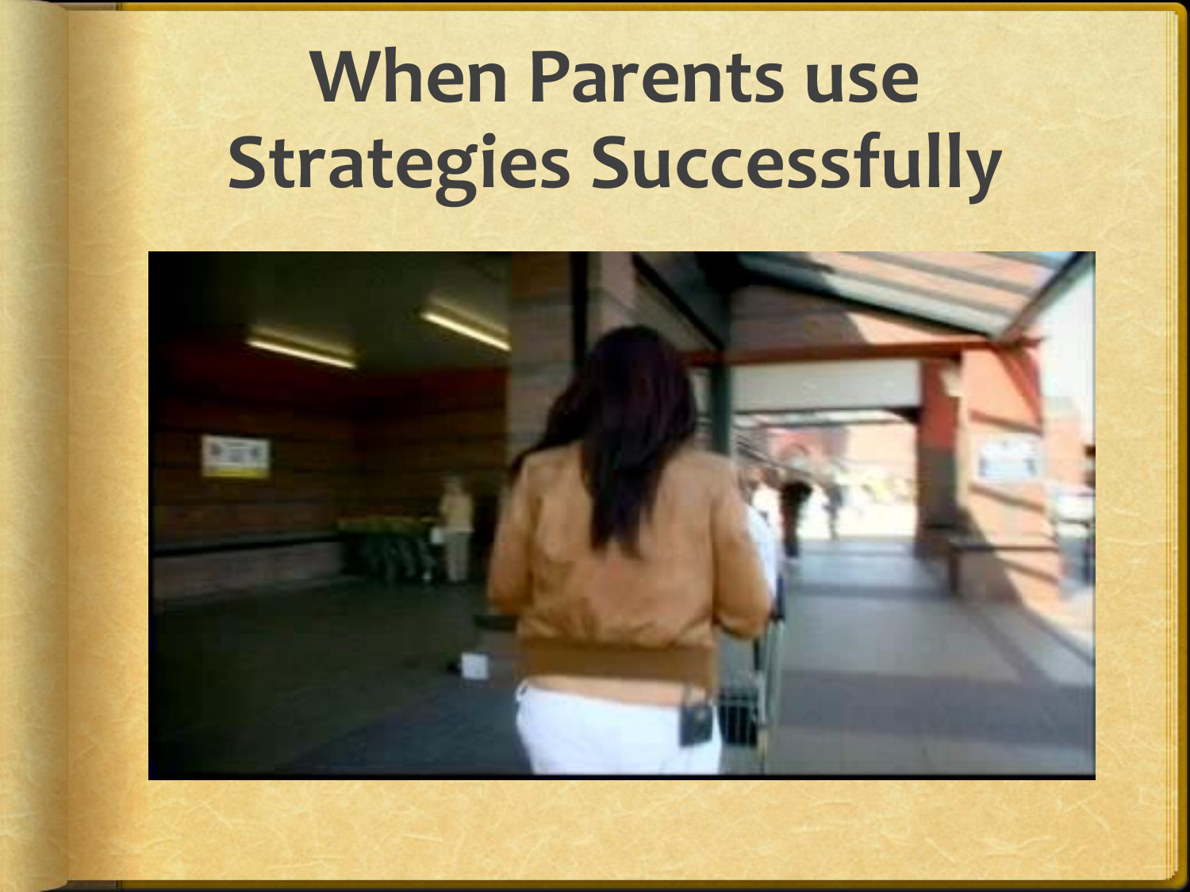# When Parents use Strategies Successfully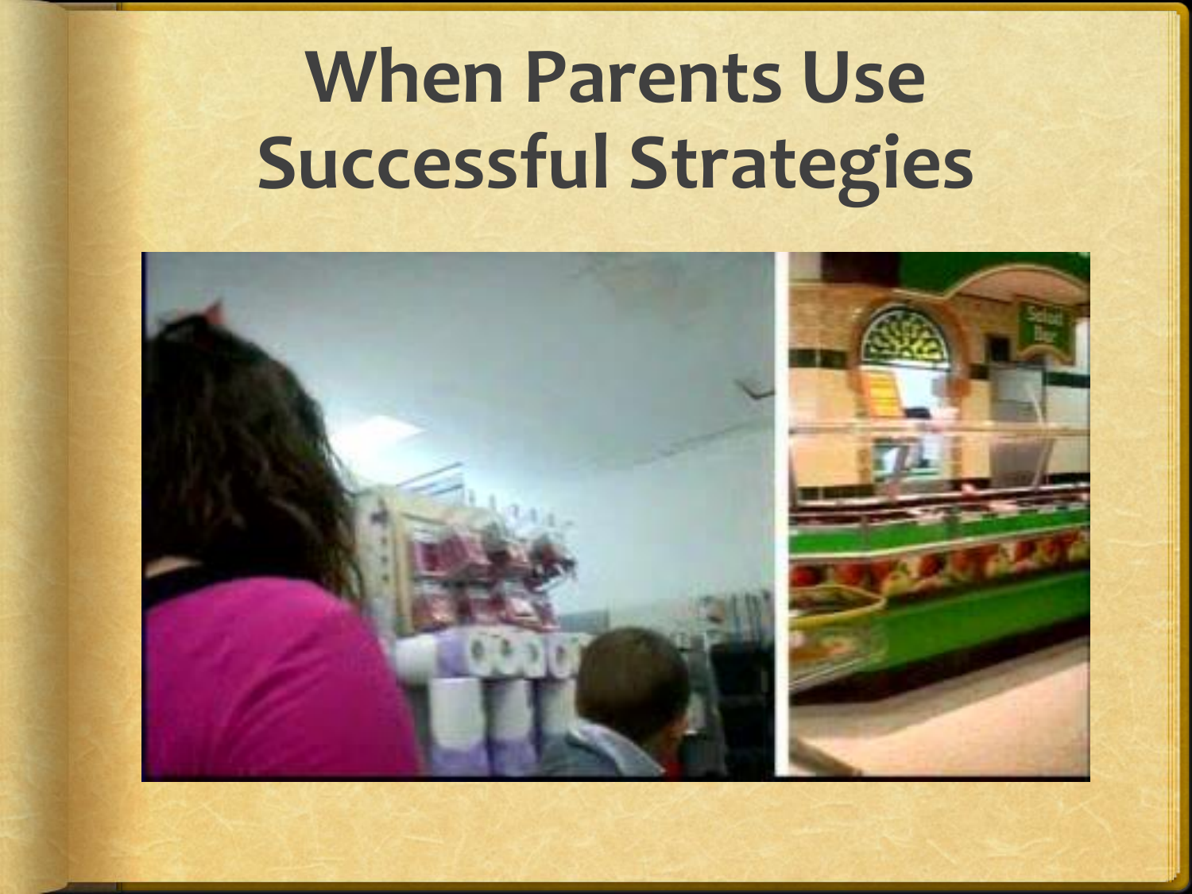# When Parents Use Successful Strategies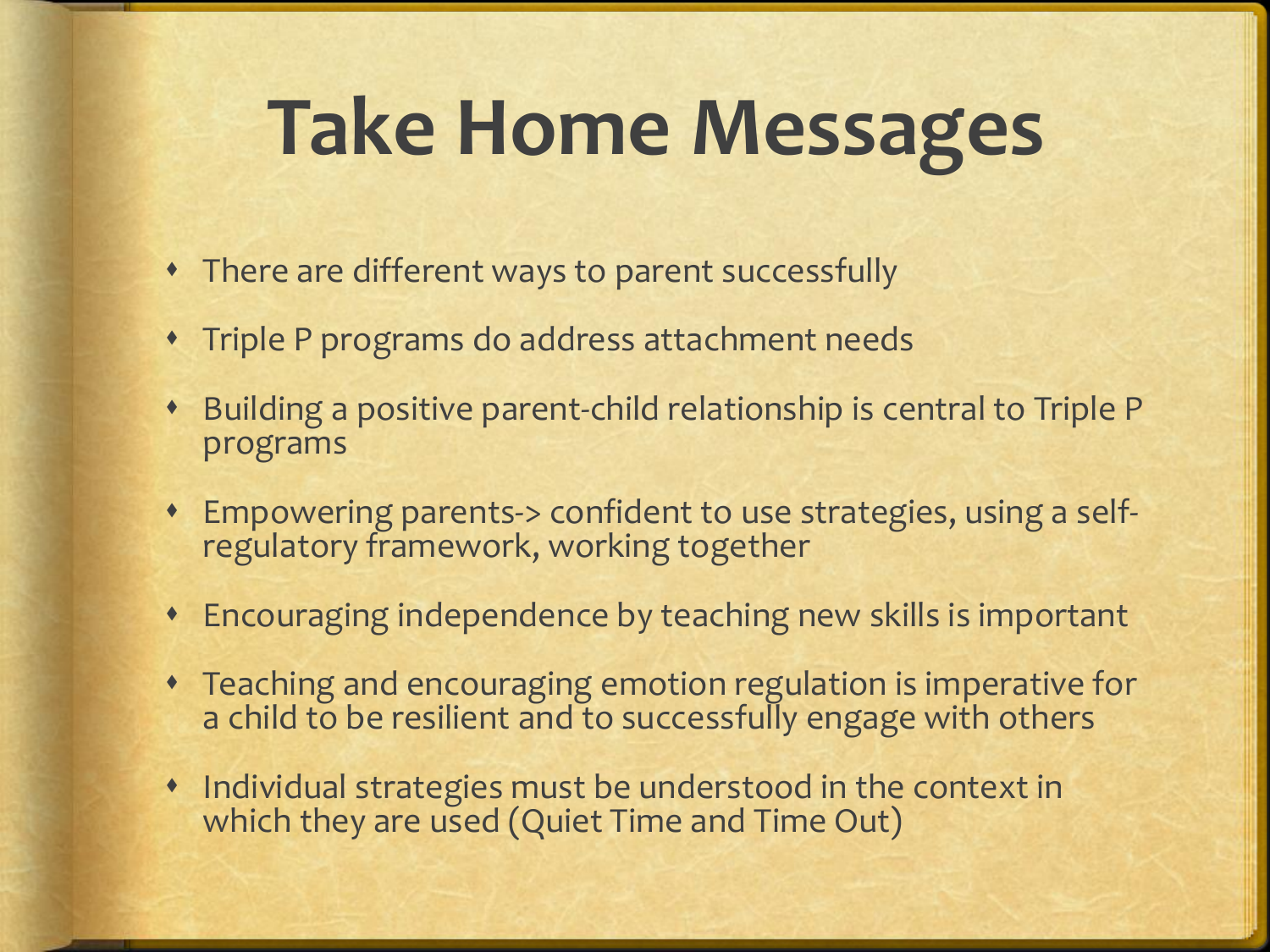# Take Home Messages

- There are different ways to parent successfully
- Triple P programs do address attachment needs
- Building a positive parent-child relationship is central to Triple P programs
- Empowering parents-> confident to use strategies, using a self-regulatory framework, working together
- Encouraging independence by teaching new skills is important
- Teaching and encouraging emotion regulation is imperative for a child to be resilient and to successfully engage with others
- Individual strategies must be understood in the context in which they are used (Quiet Time and Time Out)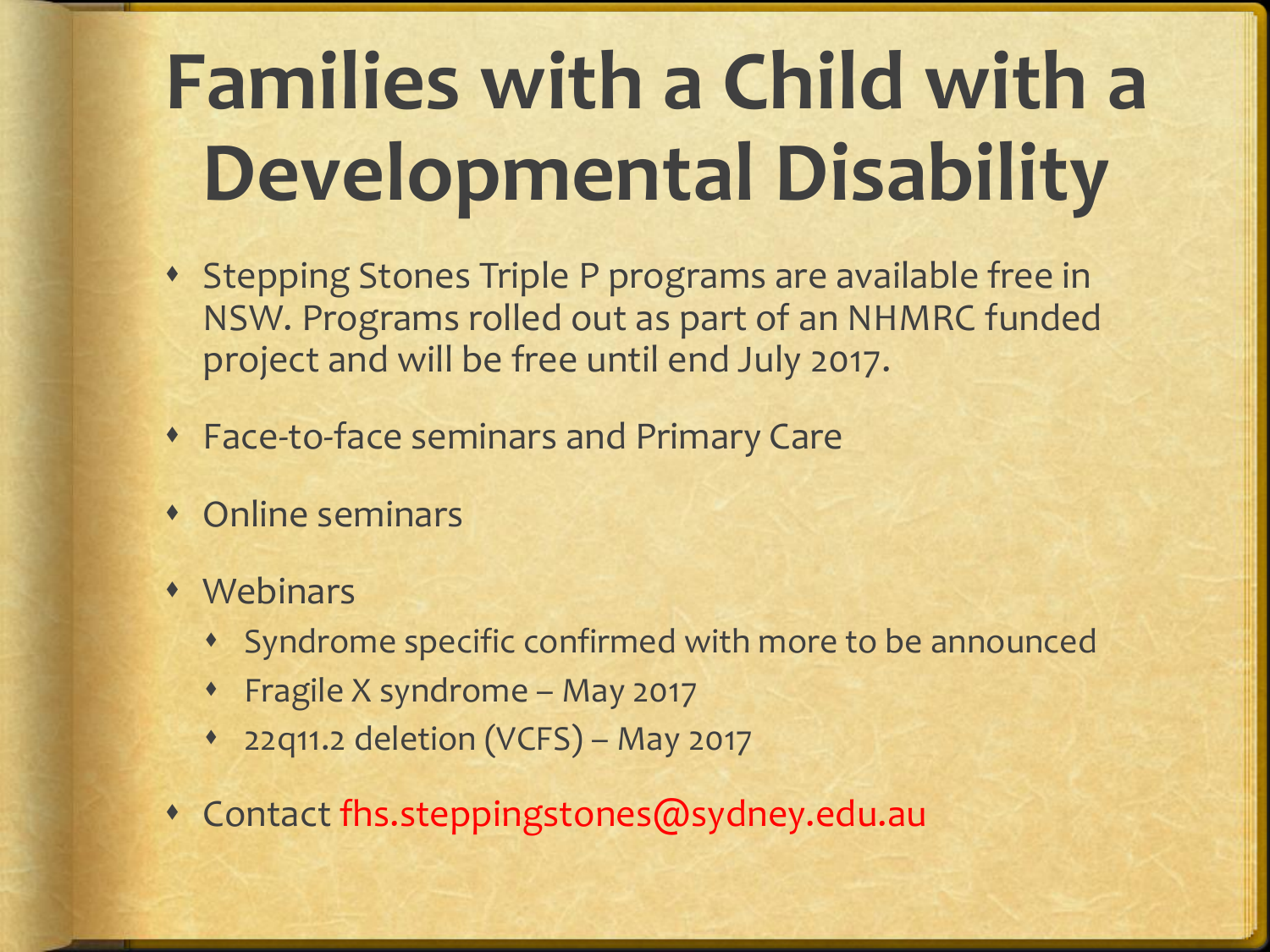# Families with a Child with a Developmental Disability

- Stepping Stones Triple P programs are available free in NSW. Programs rolled out as part of an NHMRC funded project and will be free until end July 2017.
- Face-to-face seminars and Primary Care
- Online seminars
- Webinars
  - Syndrome specific confirmed with more to be announced
  - Fragile X syndrome – May 2017
  - 22q11.2 deletion (VCFS) – May 2017
- Contact fhs.steppingstones@sydney.edu.au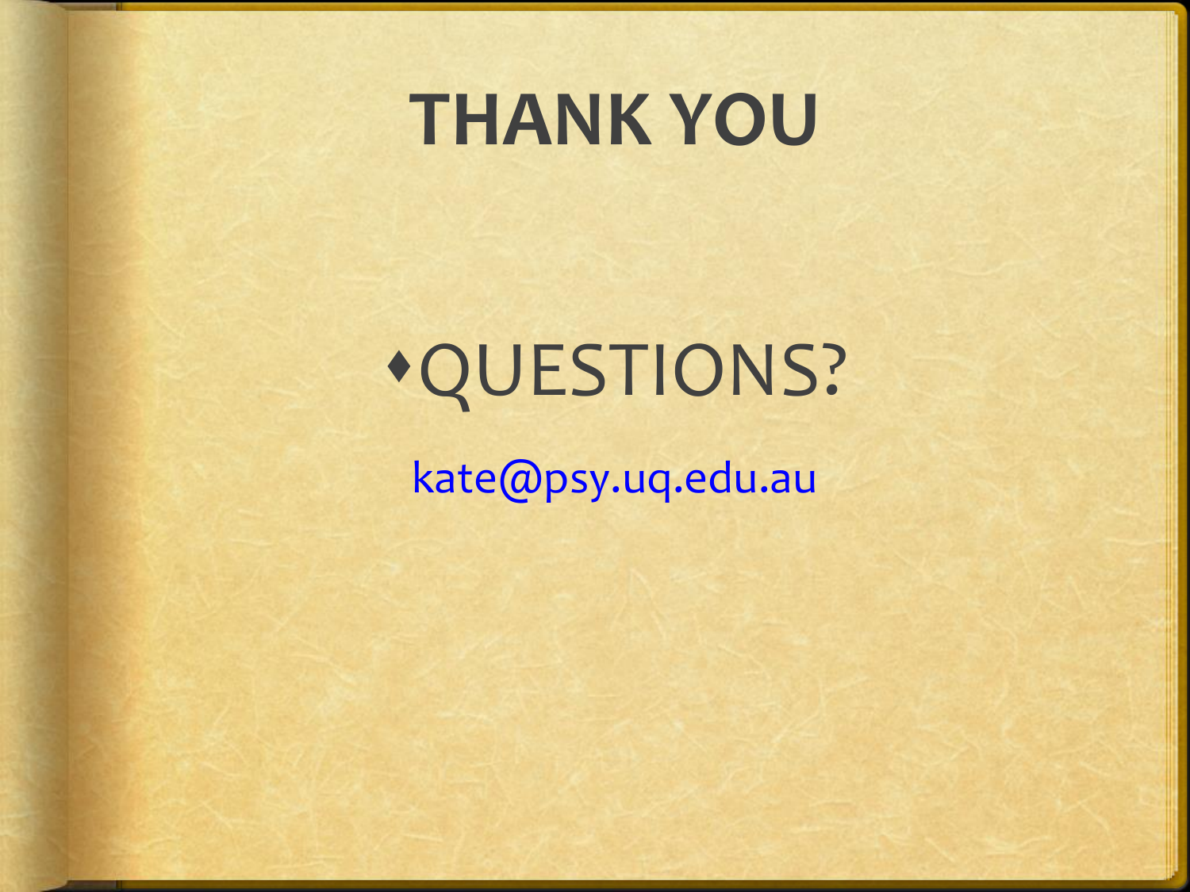# THANK YOU

- QUESTIONS?

kate@psy.uq.edu.au